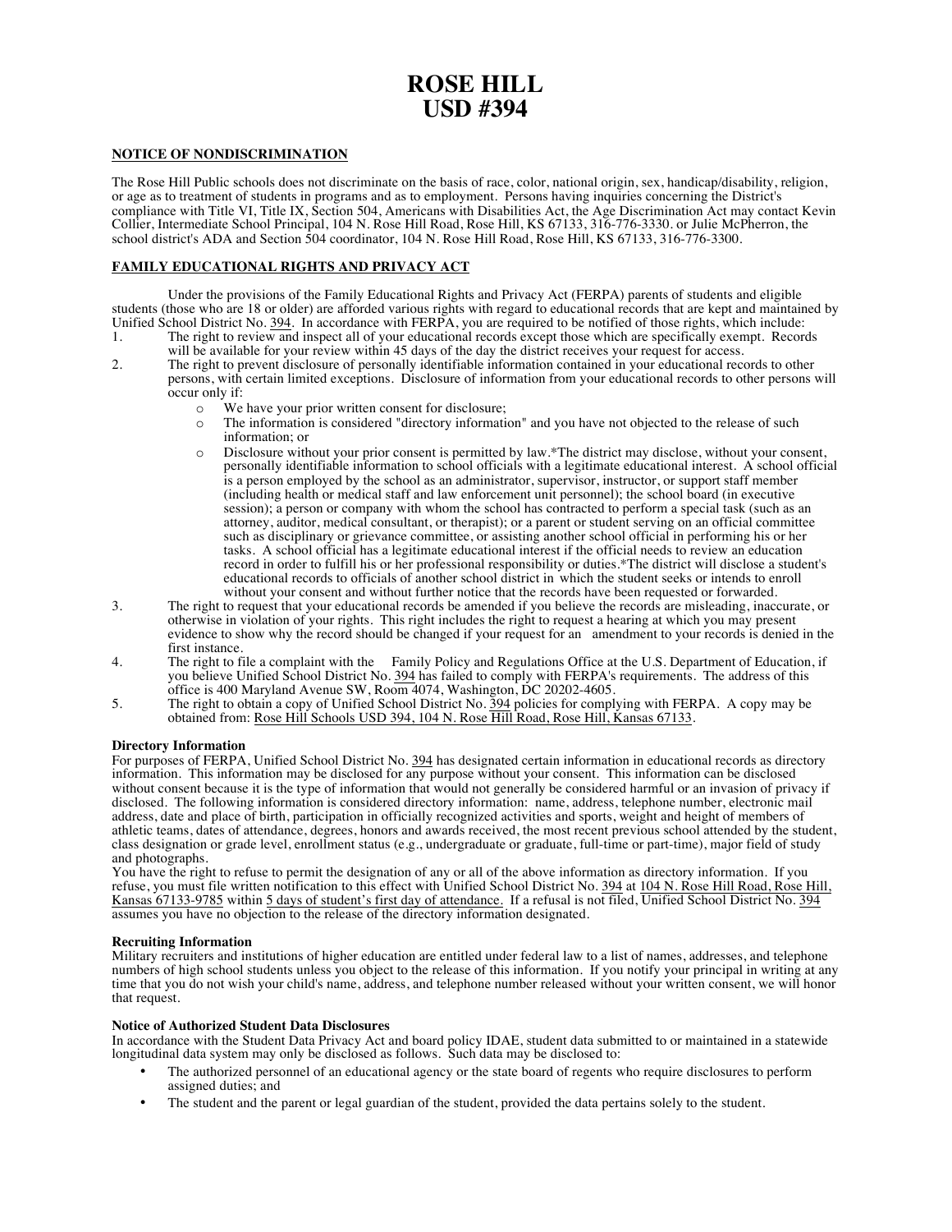# ROSE HILL
# USD #394

## NOTICE OF NONDISCRIMINATION

The Rose Hill Public schools does not discriminate on the basis of race, color, national origin, sex, handicap/disability, religion, or age as to treatment of students in programs and as to employment. Persons having inquiries concerning the District's compliance with Title VI, Title IX, Section 504, Americans with Disabilities Act, the Age Discrimination Act may contact Kevin Collier, Intermediate School Principal, 104 N. Rose Hill Road, Rose Hill, KS 67133, 316-776-3330. or Julie McPherron, the school district's ADA and Section 504 coordinator, 104 N. Rose Hill Road, Rose Hill, KS 67133, 316-776-3300.

## FAMILY EDUCATIONAL RIGHTS AND PRIVACY ACT

Under the provisions of the Family Educational Rights and Privacy Act (FERPA) parents of students and eligible students (those who are 18 or older) are afforded various rights with regard to educational records that are kept and maintained by Unified School District No. 394. In accordance with FERPA, you are required to be notified of those rights, which include:

1. The right to review and inspect all of your educational records except those which are specifically exempt. Records will be available for your review within 45 days of the day the district receives your request for access.
2. The right to prevent disclosure of personally identifiable information contained in your educational records to other persons, with certain limited exceptions. Disclosure of information from your educational records to other persons will occur only if:
   - We have your prior written consent for disclosure;
   - The information is considered "directory information" and you have not objected to the release of such information; or
   - Disclosure without your prior consent is permitted by law.*The district may disclose, without your consent, personally identifiable information to school officials with a legitimate educational interest. A school official is a person employed by the school as an administrator, supervisor, instructor, or support staff member (including health or medical staff and law enforcement unit personnel); the school board (in executive session); a person or company with whom the school has contracted to perform a special task (such as an attorney, auditor, medical consultant, or therapist); or a parent or student serving on an official committee such as disciplinary or grievance committee, or assisting another school official in performing his or her tasks. A school official has a legitimate educational interest if the official needs to review an education record in order to fulfill his or her professional responsibility or duties.*The district will disclose a student's educational records to officials of another school district in which the student seeks or intends to enroll without your consent and without further notice that the records have been requested or forwarded.
3. The right to request that your educational records be amended if you believe the records are misleading, inaccurate, or otherwise in violation of your rights. This right includes the right to request a hearing at which you may present evidence to show why the record should be changed if your request for an amendment to your records is denied in the first instance.
4. The right to file a complaint with the Family Policy and Regulations Office at the U.S. Department of Education, if you believe Unified School District No. 394 has failed to comply with FERPA's requirements. The address of this office is 400 Maryland Avenue SW, Room 4074, Washington, DC 20202-4605.
5. The right to obtain a copy of Unified School District No. 394 policies for complying with FERPA. A copy may be obtained from: Rose Hill Schools USD 394, 104 N. Rose Hill Road, Rose Hill, Kansas 67133.

**Directory Information**

For purposes of FERPA, Unified School District No. 394 has designated certain information in educational records as directory information. This information may be disclosed for any purpose without your consent. This information can be disclosed without consent because it is the type of information that would not generally be considered harmful or an invasion of privacy if disclosed. The following information is considered directory information: name, address, telephone number, electronic mail address, date and place of birth, participation in officially recognized activities and sports, weight and height of members of athletic teams, dates of attendance, degrees, honors and awards received, the most recent previous school attended by the student, class designation or grade level, enrollment status (e.g., undergraduate or graduate, full-time or part-time), major field of study and photographs.

You have the right to refuse to permit the designation of any or all of the above information as directory information. If you refuse, you must file written notification to this effect with Unified School District No. 394 at 104 N. Rose Hill Road, Rose Hill, Kansas 67133-9785 within 5 days of student's first day of attendance. If a refusal is not filed, Unified School District No. 394 assumes you have no objection to the release of the directory information designated.

**Recruiting Information**

Military recruiters and institutions of higher education are entitled under federal law to a list of names, addresses, and telephone numbers of high school students unless you object to the release of this information. If you notify your principal in writing at any time that you do not wish your child's name, address, and telephone number released without your written consent, we will honor that request.

**Notice of Authorized Student Data Disclosures**

In accordance with the Student Data Privacy Act and board policy IDAE, student data submitted to or maintained in a statewide longitudinal data system may only be disclosed as follows. Such data may be disclosed to:

- The authorized personnel of an educational agency or the state board of regents who require disclosures to perform assigned duties; and
- The student and the parent or legal guardian of the student, provided the data pertains solely to the student.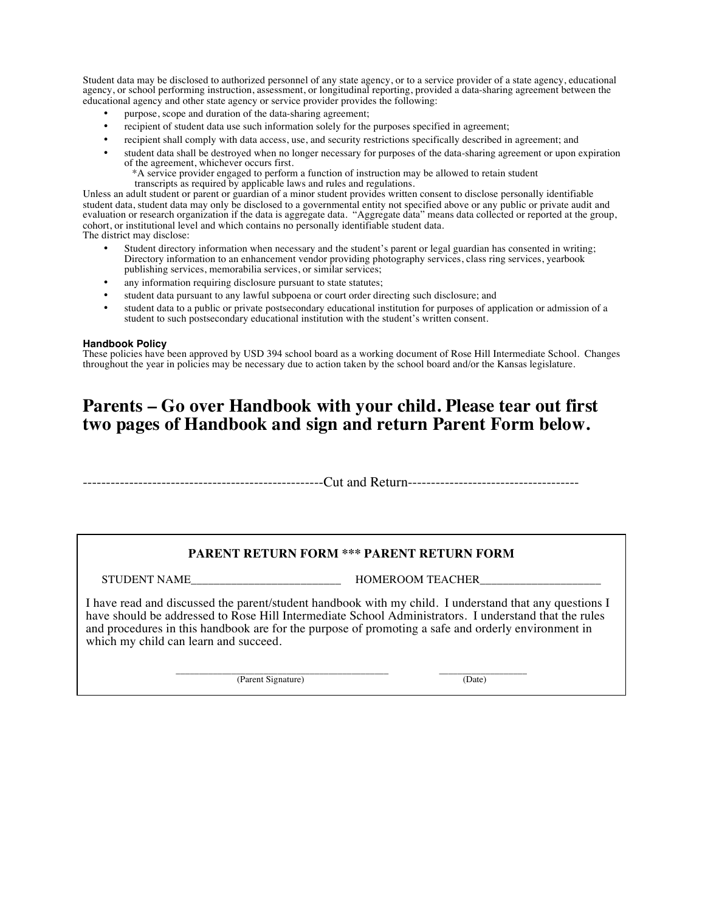Student data may be disclosed to authorized personnel of any state agency, or to a service provider of a state agency, educational agency, or school performing instruction, assessment, or longitudinal reporting, provided a data-sharing agreement between the educational agency and other state agency or service provider provides the following:

- purpose, scope and duration of the data-sharing agreement;
- recipient of student data use such information solely for the purposes specified in agreement;
- recipient shall comply with data access, use, and security restrictions specifically described in agreement; and
- student data shall be destroyed when no longer necessary for purposes of the data-sharing agreement or upon expiration of the agreement, whichever occurs first.
  *A service provider engaged to perform a function of instruction may be allowed to retain student transcripts as required by applicable laws and rules and regulations.

Unless an adult student or parent or guardian of a minor student provides written consent to disclose personally identifiable student data, student data may only be disclosed to a governmental entity not specified above or any public or private audit and evaluation or research organization if the data is aggregate data. "Aggregate data" means data collected or reported at the group, cohort, or institutional level and which contains no personally identifiable student data.

The district may disclose:

- Student directory information when necessary and the student's parent or legal guardian has consented in writing; Directory information to an enhancement vendor providing photography services, class ring services, yearbook publishing services, memorabilia services, or similar services;
- any information requiring disclosure pursuant to state statutes;
- student data pursuant to any lawful subpoena or court order directing such disclosure; and
- student data to a public or private postsecondary educational institution for purposes of application or admission of a student to such postsecondary educational institution with the student's written consent.

**Handbook Policy**

These policies have been approved by USD 394 school board as a working document of Rose Hill Intermediate School. Changes throughout the year in policies may be necessary due to action taken by the school board and/or the Kansas legislature.

## Parents – Go over Handbook with your child. Please tear out first two pages of Handbook and sign and return Parent Form below.

----------------------------------------------------Cut and Return-------------------------------------

**PARENT RETURN FORM *** PARENT RETURN FORM**

STUDENT NAME__________________________ HOMEROOM TEACHER____________________

I have read and discussed the parent/student handbook with my child. I understand that any questions I have should be addressed to Rose Hill Intermediate School Administrators. I understand that the rules and procedures in this handbook are for the purpose of promoting a safe and orderly environment in which my child can learn and succeed.

_______________________________________ (Parent Signature) ________________ (Date)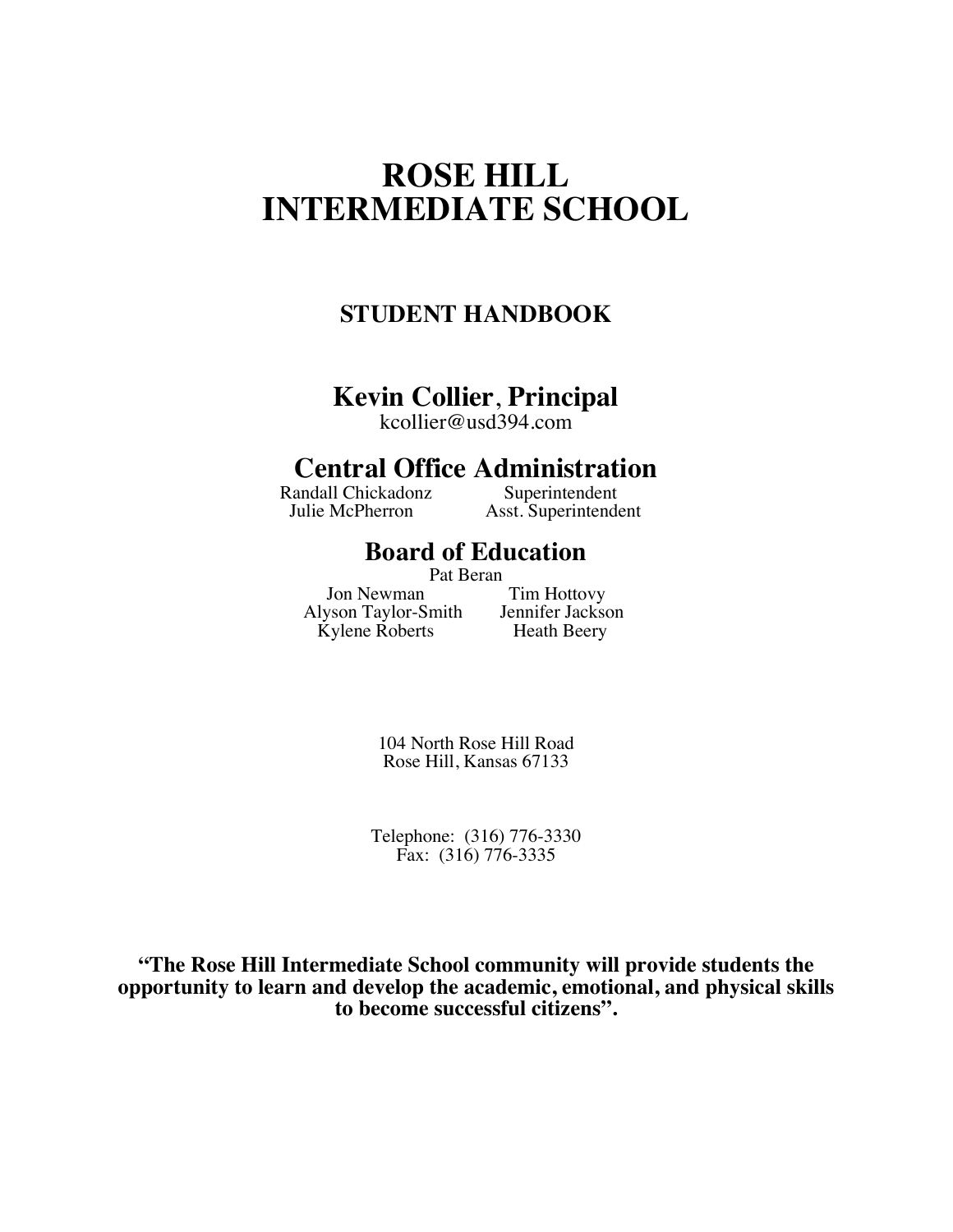# ROSE HILL INTERMEDIATE SCHOOL

## STUDENT HANDBOOK

## Kevin Collier, Principal

kcollier@usd394.com

## Central Office Administration

| | |
|---|---|
| Randall Chickadonz | Superintendent |
| Julie McPherron | Asst. Superintendent |

## Board of Education

Pat Beran

| | |
|---|---|
| Jon Newman | Tim Hottovy |
| Alyson Taylor-Smith | Jennifer Jackson |
| Kylene Roberts | Heath Beery |

104 North Rose Hill Road
Rose Hill, Kansas 67133

Telephone: (316) 776-3330
Fax: (316) 776-3335

**"The Rose Hill Intermediate School community will provide students the opportunity to learn and develop the academic, emotional, and physical skills to become successful citizens".**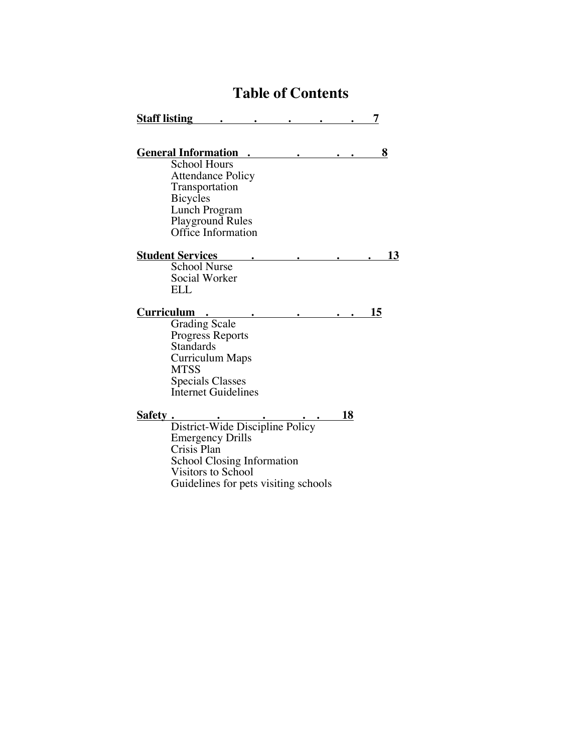# Table of Contents

**Staff listing . . . . . . 7**

**General Information . . . . 8**

- School Hours
- Attendance Policy
- Transportation
- Bicycles
- Lunch Program
- Playground Rules
- Office Information

**Student Services . . . . . 13**

- School Nurse
- Social Worker
- ELL

**Curriculum . . . . . 15**

- Grading Scale
- Progress Reports
- Standards
- Curriculum Maps
- MTSS
- Specials Classes
- Internet Guidelines

**Safety . . . . . 18**

- District-Wide Discipline Policy
- Emergency Drills
- Crisis Plan
- School Closing Information
- Visitors to School
- Guidelines for pets visiting schools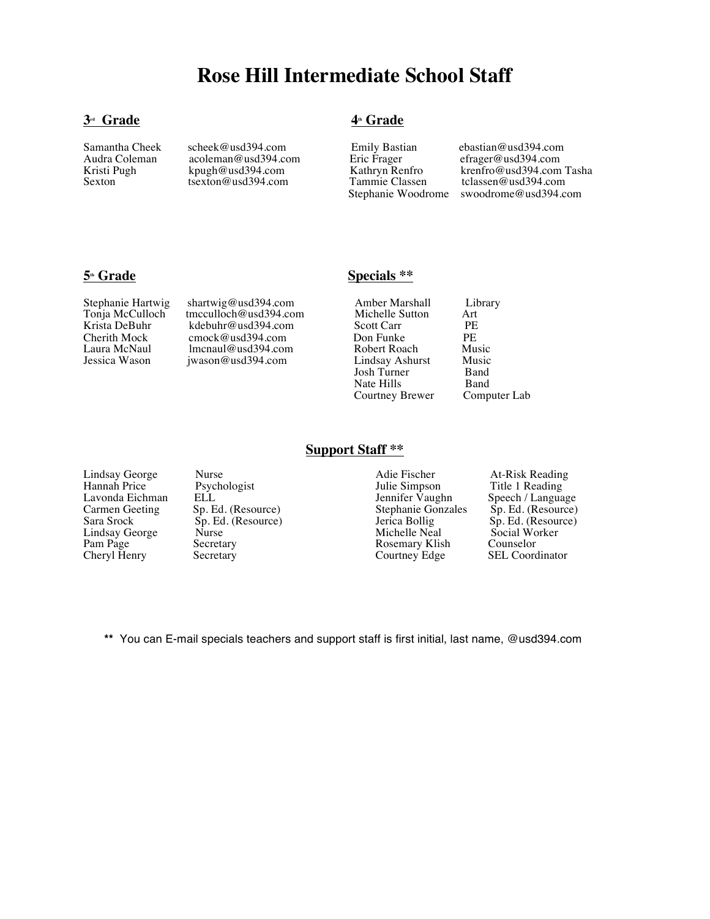# Rose Hill Intermediate School Staff

## 3rd Grade

| | |
|---|---|
| Samantha Cheek | scheek@usd394.com |
| Audra Coleman | acoleman@usd394.com |
| Kristi Pugh | kpugh@usd394.com |
| Sexton | tsexton@usd394.com |

## 4th Grade

| | |
|---|---|
| Emily Bastian | ebastian@usd394.com |
| Eric Frager | efrager@usd394.com |
| Kathryn Renfro | krenfro@usd394.com Tasha |
| Tammie Classen | tclassen@usd394.com |
| Stephanie Woodrome | swoodrome@usd394.com |

## 5th Grade

| | |
|---|---|
| Stephanie Hartwig | shartwig@usd394.com |
| Tonja McCulloch | tmcculloch@usd394.com |
| Krista DeBuhr | kdebuhr@usd394.com |
| Cherith Mock | cmock@usd394.com |
| Laura McNaul | lmcnaul@usd394.com |
| Jessica Wason | jwason@usd394.com |

## Specials **

| | |
|---|---|
| Amber Marshall | Library |
| Michelle Sutton | Art |
| Scott Carr | PE |
| Don Funke | PE |
| Robert Roach | Music |
| Lindsay Ashurst | Music |
| Josh Turner | Band |
| Nate Hills | Band |
| Courtney Brewer | Computer Lab |

## Support Staff **

| | |
|---|---|
| Lindsay George | Nurse |
| Hannah Price | Psychologist |
| Lavonda Eichman | ELL |
| Carmen Geeting | Sp. Ed. (Resource) |
| Sara Srock | Sp. Ed. (Resource) |
| Lindsay George | Nurse |
| Pam Page | Secretary |
| Cheryl Henry | Secretary |
| Adie Fischer | At-Risk Reading |
| Julie Simpson | Title 1 Reading |
| Jennifer Vaughn | Speech / Language |
| Stephanie Gonzales | Sp. Ed. (Resource) |
| Jerica Bollig | Sp. Ed. (Resource) |
| Michelle Neal | Social Worker |
| Rosemary Klish | Counselor |
| Courtney Edge | SEL Coordinator |

** You can E-mail specials teachers and support staff is first initial, last name, @usd394.com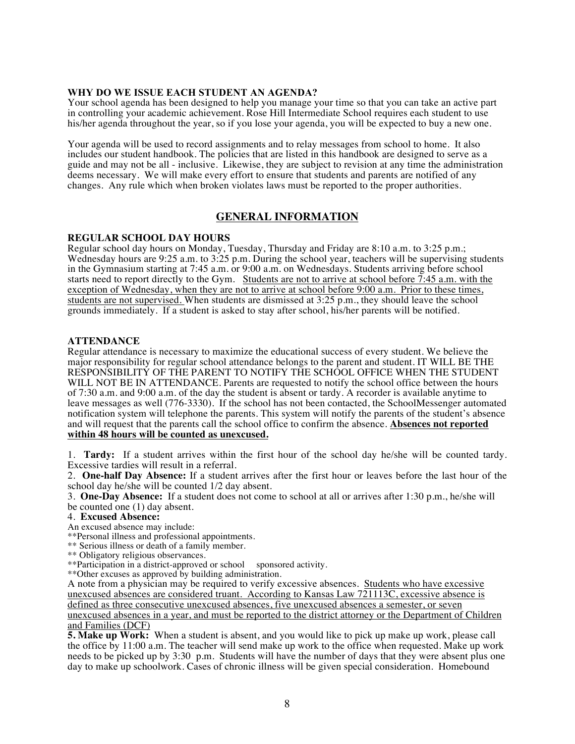**WHY DO WE ISSUE EACH STUDENT AN AGENDA?**
Your school agenda has been designed to help you manage your time so that you can take an active part in controlling your academic achievement. Rose Hill Intermediate School requires each student to use his/her agenda throughout the year, so if you lose your agenda, you will be expected to buy a new one.

Your agenda will be used to record assignments and to relay messages from school to home. It also includes our student handbook. The policies that are listed in this handbook are designed to serve as a guide and may not be all - inclusive. Likewise, they are subject to revision at any time the administration deems necessary. We will make every effort to ensure that students and parents are notified of any changes. Any rule which when broken violates laws must be reported to the proper authorities.

## GENERAL INFORMATION

**REGULAR SCHOOL DAY HOURS**
Regular school day hours on Monday, Tuesday, Thursday and Friday are 8:10 a.m. to 3:25 p.m.; Wednesday hours are 9:25 a.m. to 3:25 p.m. During the school year, teachers will be supervising students in the Gymnasium starting at 7:45 a.m. or 9:00 a.m. on Wednesdays. Students arriving before school starts need to report directly to the Gym. Students are not to arrive at school before 7:45 a.m. with the exception of Wednesday, when they are not to arrive at school before 9:00 a.m. Prior to these times, students are not supervised. When students are dismissed at 3:25 p.m., they should leave the school grounds immediately. If a student is asked to stay after school, his/her parents will be notified.

**ATTENDANCE**
Regular attendance is necessary to maximize the educational success of every student. We believe the major responsibility for regular school attendance belongs to the parent and student. IT WILL BE THE RESPONSIBILITY OF THE PARENT TO NOTIFY THE SCHOOL OFFICE WHEN THE STUDENT WILL NOT BE IN ATTENDANCE. Parents are requested to notify the school office between the hours of 7:30 a.m. and 9:00 a.m. of the day the student is absent or tardy. A recorder is available anytime to leave messages as well (776-3330). If the school has not been contacted, the SchoolMessenger automated notification system will telephone the parents. This system will notify the parents of the student's absence and will request that the parents call the school office to confirm the absence. **Absences not reported within 48 hours will be counted as unexcused.**

1. **Tardy:** If a student arrives within the first hour of the school day he/she will be counted tardy. Excessive tardies will result in a referral.
2. **One-half Day Absence:** If a student arrives after the first hour or leaves before the last hour of the school day he/she will be counted 1/2 day absent.
3. **One-Day Absence:** If a student does not come to school at all or arrives after 1:30 p.m., he/she will be counted one (1) day absent.
4. **Excused Absence:**

An excused absence may include:
**Personal illness and professional appointments.
** Serious illness or death of a family member.
** Obligatory religious observances.
**Participation in a district-approved or school sponsored activity.
**Other excuses as approved by building administration.

A note from a physician may be required to verify excessive absences. Students who have excessive unexcused absences are considered truant. According to Kansas Law 721113C, excessive absence is defined as three consecutive unexcused absences, five unexcused absences a semester, or seven unexcused absences in a year, and must be reported to the district attorney or the Department of Children and Families (DCF)

**5. Make up Work:** When a student is absent, and you would like to pick up make up work, please call the office by 11:00 a.m. The teacher will send make up work to the office when requested. Make up work needs to be picked up by 3:30 p.m. Students will have the number of days that they were absent plus one day to make up schoolwork. Cases of chronic illness will be given special consideration. Homebound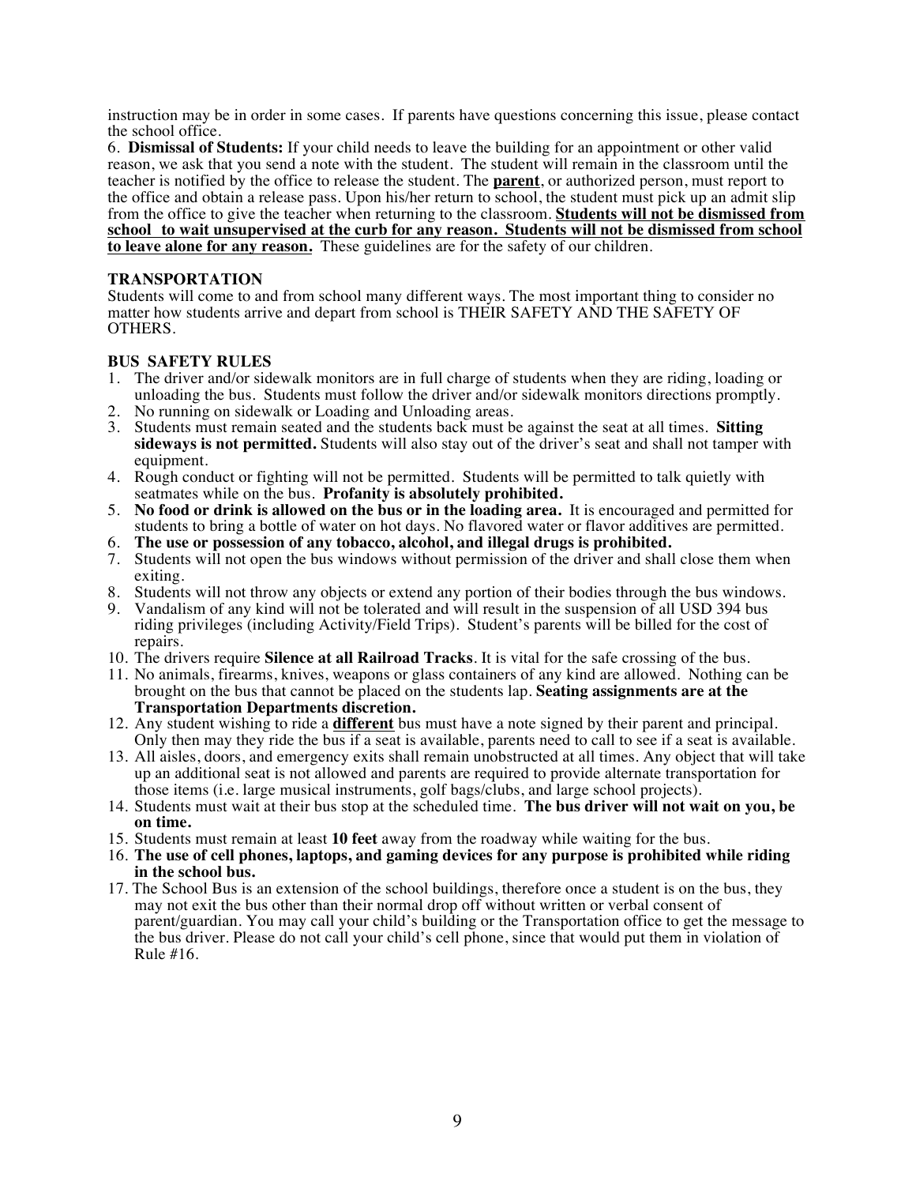instruction may be in order in some cases. If parents have questions concerning this issue, please contact the school office.

6. **Dismissal of Students:** If your child needs to leave the building for an appointment or other valid reason, we ask that you send a note with the student. The student will remain in the classroom until the teacher is notified by the office to release the student. The **parent**, or authorized person, must report to the office and obtain a release pass. Upon his/her return to school, the student must pick up an admit slip from the office to give the teacher when returning to the classroom. **Students will not be dismissed from school to wait unsupervised at the curb for any reason. Students will not be dismissed from school to leave alone for any reason.** These guidelines are for the safety of our children.

## TRANSPORTATION

Students will come to and from school many different ways. The most important thing to consider no matter how students arrive and depart from school is THEIR SAFETY AND THE SAFETY OF OTHERS.

## BUS SAFETY RULES

1. The driver and/or sidewalk monitors are in full charge of students when they are riding, loading or unloading the bus. Students must follow the driver and/or sidewalk monitors directions promptly.
2. No running on sidewalk or Loading and Unloading areas.
3. Students must remain seated and the students back must be against the seat at all times. **Sitting sideways is not permitted.** Students will also stay out of the driver's seat and shall not tamper with equipment.
4. Rough conduct or fighting will not be permitted. Students will be permitted to talk quietly with seatmates while on the bus. **Profanity is absolutely prohibited.**
5. **No food or drink is allowed on the bus or in the loading area.** It is encouraged and permitted for students to bring a bottle of water on hot days. No flavored water or flavor additives are permitted.
6. **The use or possession of any tobacco, alcohol, and illegal drugs is prohibited.**
7. Students will not open the bus windows without permission of the driver and shall close them when exiting.
8. Students will not throw any objects or extend any portion of their bodies through the bus windows.
9. Vandalism of any kind will not be tolerated and will result in the suspension of all USD 394 bus riding privileges (including Activity/Field Trips). Student's parents will be billed for the cost of repairs.
10. The drivers require **Silence at all Railroad Tracks**. It is vital for the safe crossing of the bus.
11. No animals, firearms, knives, weapons or glass containers of any kind are allowed. Nothing can be brought on the bus that cannot be placed on the students lap. **Seating assignments are at the Transportation Departments discretion.**
12. Any student wishing to ride a **different** bus must have a note signed by their parent and principal. Only then may they ride the bus if a seat is available, parents need to call to see if a seat is available.
13. All aisles, doors, and emergency exits shall remain unobstructed at all times. Any object that will take up an additional seat is not allowed and parents are required to provide alternate transportation for those items (i.e. large musical instruments, golf bags/clubs, and large school projects).
14. Students must wait at their bus stop at the scheduled time. **The bus driver will not wait on you, be on time.**
15. Students must remain at least **10 feet** away from the roadway while waiting for the bus.
16. **The use of cell phones, laptops, and gaming devices for any purpose is prohibited while riding in the school bus.**
17. The School Bus is an extension of the school buildings, therefore once a student is on the bus, they may not exit the bus other than their normal drop off without written or verbal consent of parent/guardian. You may call your child's building or the Transportation office to get the message to the bus driver. Please do not call your child's cell phone, since that would put them in violation of Rule #16.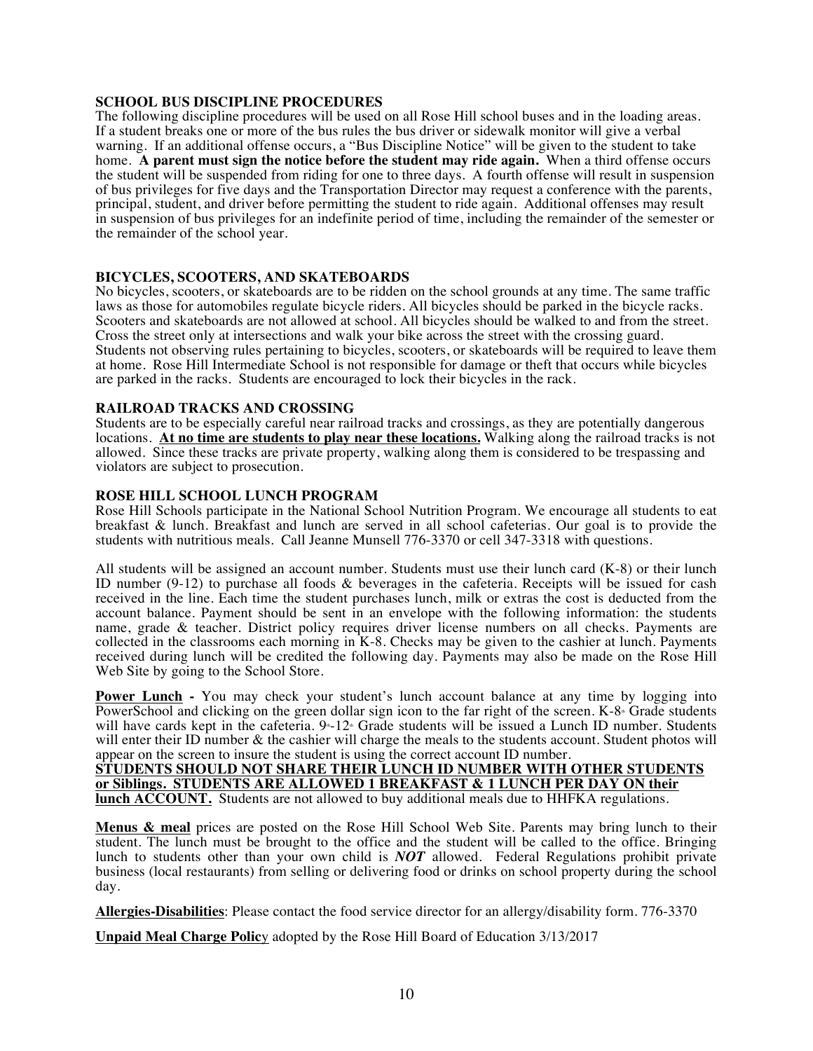## SCHOOL BUS DISCIPLINE PROCEDURES

The following discipline procedures will be used on all Rose Hill school buses and in the loading areas. If a student breaks one or more of the bus rules the bus driver or sidewalk monitor will give a verbal warning. If an additional offense occurs, a "Bus Discipline Notice" will be given to the student to take home. **A parent must sign the notice before the student may ride again.** When a third offense occurs the student will be suspended from riding for one to three days. A fourth offense will result in suspension of bus privileges for five days and the Transportation Director may request a conference with the parents, principal, student, and driver before permitting the student to ride again. Additional offenses may result in suspension of bus privileges for an indefinite period of time, including the remainder of the semester or the remainder of the school year.

## BICYCLES, SCOOTERS, AND SKATEBOARDS

No bicycles, scooters, or skateboards are to be ridden on the school grounds at any time. The same traffic laws as those for automobiles regulate bicycle riders. All bicycles should be parked in the bicycle racks. Scooters and skateboards are not allowed at school. All bicycles should be walked to and from the street. Cross the street only at intersections and walk your bike across the street with the crossing guard. Students not observing rules pertaining to bicycles, scooters, or skateboards will be required to leave them at home. Rose Hill Intermediate School is not responsible for damage or theft that occurs while bicycles are parked in the racks. Students are encouraged to lock their bicycles in the rack.

## RAILROAD TRACKS AND CROSSING

Students are to be especially careful near railroad tracks and crossings, as they are potentially dangerous locations. **<u>At no time are students to play near these locations.</u>** Walking along the railroad tracks is not allowed. Since these tracks are private property, walking along them is considered to be trespassing and violators are subject to prosecution.

## ROSE HILL SCHOOL LUNCH PROGRAM

Rose Hill Schools participate in the National School Nutrition Program. We encourage all students to eat breakfast & lunch. Breakfast and lunch are served in all school cafeterias. Our goal is to provide the students with nutritious meals. Call Jeanne Munsell 776-3370 or cell 347-3318 with questions.

All students will be assigned an account number. Students must use their lunch card (K-8) or their lunch ID number (9-12) to purchase all foods & beverages in the cafeteria. Receipts will be issued for cash received in the line. Each time the student purchases lunch, milk or extras the cost is deducted from the account balance. Payment should be sent in an envelope with the following information: the students name, grade & teacher. District policy requires driver license numbers on all checks. Payments are collected in the classrooms each morning in K-8. Checks may be given to the cashier at lunch. Payments received during lunch will be credited the following day. Payments may also be made on the Rose Hill Web Site by going to the School Store.

**<u>Power Lunch</u> -** You may check your student's lunch account balance at any time by logging into PowerSchool and clicking on the green dollar sign icon to the far right of the screen. K-8th Grade students will have cards kept in the cafeteria. 9th-12th Grade students will be issued a Lunch ID number. Students will enter their ID number & the cashier will charge the meals to the students account. Student photos will appear on the screen to insure the student is using the correct account ID number.
**<u>STUDENTS SHOULD NOT SHARE THEIR LUNCH ID NUMBER WITH OTHER STUDENTS or Siblings. STUDENTS ARE ALLOWED 1 BREAKFAST & 1 LUNCH PER DAY ON their lunch ACCOUNT.</u>** Students are not allowed to buy additional meals due to HHFKA regulations.

**<u>Menus & meal</u>** prices are posted on the Rose Hill School Web Site. Parents may bring lunch to their student. The lunch must be brought to the office and the student will be called to the office. Bringing lunch to students other than your own child is ***NOT*** allowed. Federal Regulations prohibit private business (local restaurants) from selling or delivering food or drinks on school property during the school day.

**<u>Allergies-Disabilities</u>**: Please contact the food service director for an allergy/disability form. 776-3370

**<u>Unpaid Meal Charge Policy</u>** adopted by the Rose Hill Board of Education 3/13/2017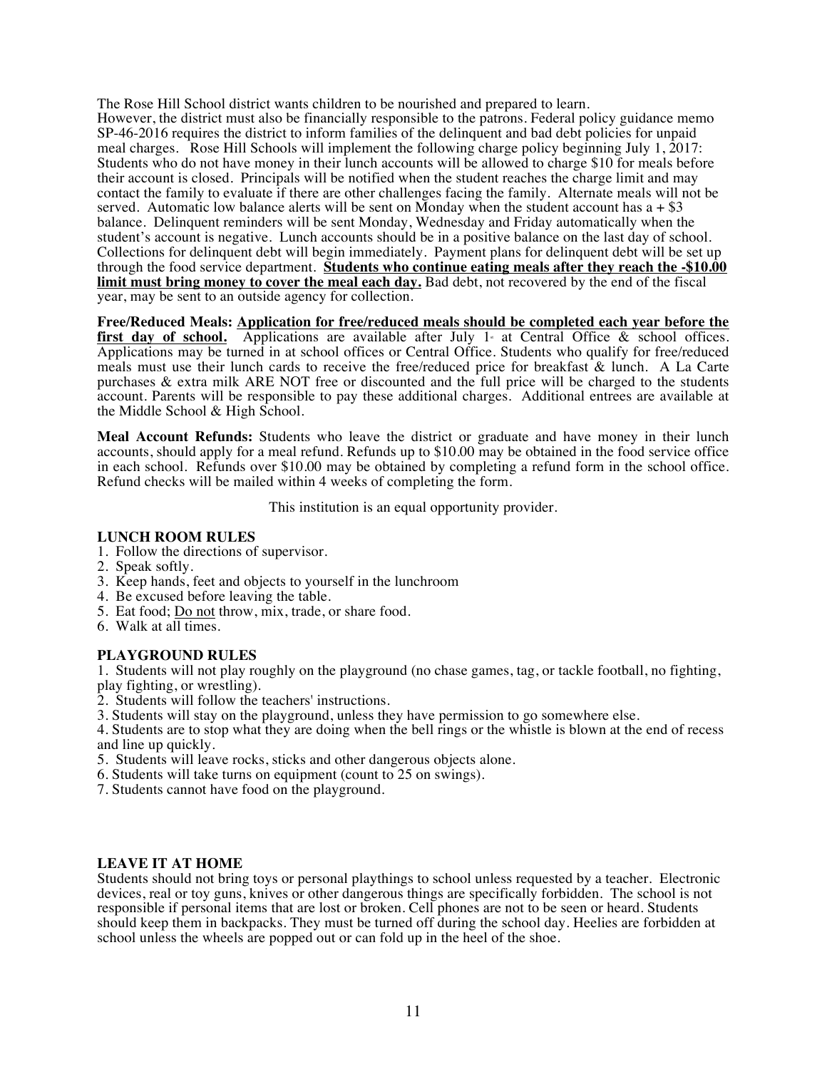The Rose Hill School district wants children to be nourished and prepared to learn.
However, the district must also be financially responsible to the patrons. Federal policy guidance memo SP-46-2016 requires the district to inform families of the delinquent and bad debt policies for unpaid meal charges. Rose Hill Schools will implement the following charge policy beginning July 1, 2017: Students who do not have money in their lunch accounts will be allowed to charge $10 for meals before their account is closed. Principals will be notified when the student reaches the charge limit and may contact the family to evaluate if there are other challenges facing the family. Alternate meals will not be served. Automatic low balance alerts will be sent on Monday when the student account has a + $3 balance. Delinquent reminders will be sent Monday, Wednesday and Friday automatically when the student's account is negative. Lunch accounts should be in a positive balance on the last day of school. Collections for delinquent debt will begin immediately. Payment plans for delinquent debt will be set up through the food service department. **Students who continue eating meals after they reach the -$10.00 limit must bring money to cover the meal each day.** Bad debt, not recovered by the end of the fiscal year, may be sent to an outside agency for collection.

**Free/Reduced Meals: Application for free/reduced meals should be completed each year before the first day of school.** Applications are available after July 1st at Central Office & school offices. Applications may be turned in at school offices or Central Office. Students who qualify for free/reduced meals must use their lunch cards to receive the free/reduced price for breakfast & lunch. A La Carte purchases & extra milk ARE NOT free or discounted and the full price will be charged to the students account. Parents will be responsible to pay these additional charges. Additional entrees are available at the Middle School & High School.

**Meal Account Refunds:** Students who leave the district or graduate and have money in their lunch accounts, should apply for a meal refund. Refunds up to $10.00 may be obtained in the food service office in each school. Refunds over $10.00 may be obtained by completing a refund form in the school office. Refund checks will be mailed within 4 weeks of completing the form.

This institution is an equal opportunity provider.

### LUNCH ROOM RULES

1. Follow the directions of supervisor.
2. Speak softly.
3. Keep hands, feet and objects to yourself in the lunchroom
4. Be excused before leaving the table.
5. Eat food; Do not throw, mix, trade, or share food.
6. Walk at all times.

### PLAYGROUND RULES

1. Students will not play roughly on the playground (no chase games, tag, or tackle football, no fighting, play fighting, or wrestling).
2. Students will follow the teachers' instructions.
3. Students will stay on the playground, unless they have permission to go somewhere else.
4. Students are to stop what they are doing when the bell rings or the whistle is blown at the end of recess and line up quickly.
5. Students will leave rocks, sticks and other dangerous objects alone.
6. Students will take turns on equipment (count to 25 on swings).
7. Students cannot have food on the playground.

### LEAVE IT AT HOME

Students should not bring toys or personal playthings to school unless requested by a teacher. Electronic devices, real or toy guns, knives or other dangerous things are specifically forbidden. The school is not responsible if personal items that are lost or broken. Cell phones are not to be seen or heard. Students should keep them in backpacks. They must be turned off during the school day. Heelies are forbidden at school unless the wheels are popped out or can fold up in the heel of the shoe.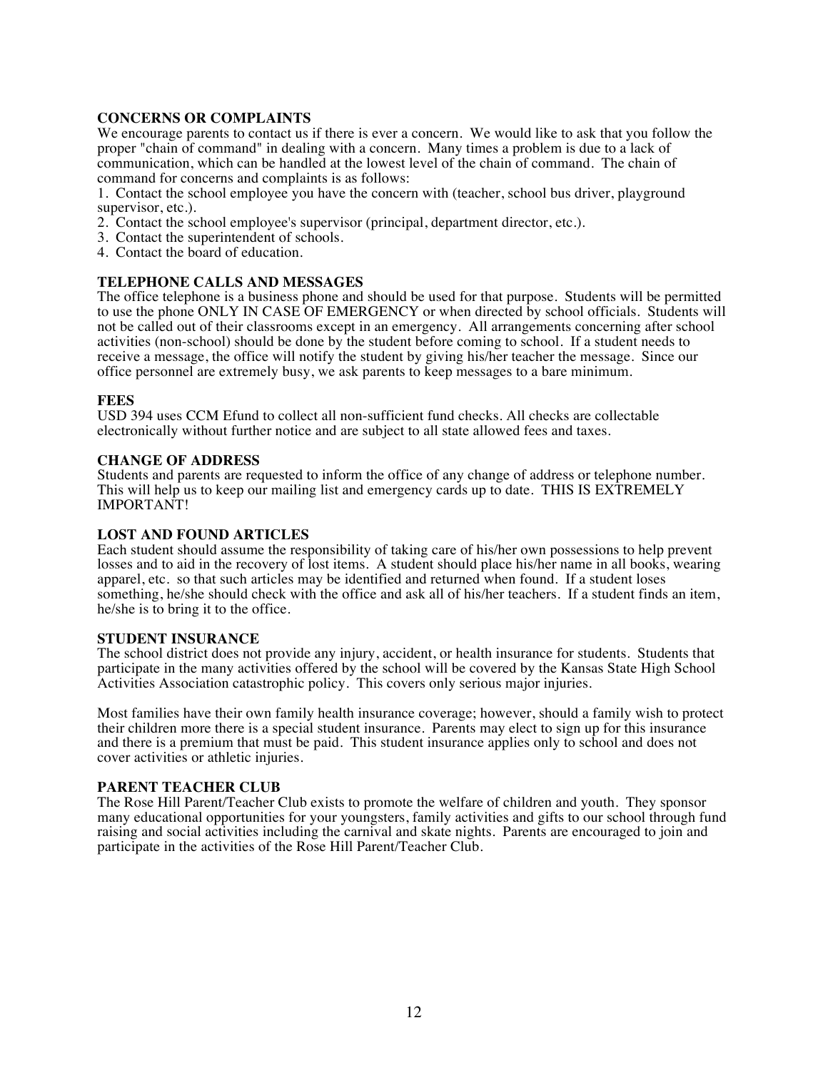**CONCERNS OR COMPLAINTS**

We encourage parents to contact us if there is ever a concern. We would like to ask that you follow the proper "chain of command" in dealing with a concern. Many times a problem is due to a lack of communication, which can be handled at the lowest level of the chain of command. The chain of command for concerns and complaints is as follows:

1. Contact the school employee you have the concern with (teacher, school bus driver, playground supervisor, etc.).
2. Contact the school employee's supervisor (principal, department director, etc.).
3. Contact the superintendent of schools.
4. Contact the board of education.

**TELEPHONE CALLS AND MESSAGES**

The office telephone is a business phone and should be used for that purpose. Students will be permitted to use the phone ONLY IN CASE OF EMERGENCY or when directed by school officials. Students will not be called out of their classrooms except in an emergency. All arrangements concerning after school activities (non-school) should be done by the student before coming to school. If a student needs to receive a message, the office will notify the student by giving his/her teacher the message. Since our office personnel are extremely busy, we ask parents to keep messages to a bare minimum.

**FEES**

USD 394 uses CCM Efund to collect all non-sufficient fund checks. All checks are collectable electronically without further notice and are subject to all state allowed fees and taxes.

**CHANGE OF ADDRESS**

Students and parents are requested to inform the office of any change of address or telephone number. This will help us to keep our mailing list and emergency cards up to date. THIS IS EXTREMELY IMPORTANT!

**LOST AND FOUND ARTICLES**

Each student should assume the responsibility of taking care of his/her own possessions to help prevent losses and to aid in the recovery of lost items. A student should place his/her name in all books, wearing apparel, etc. so that such articles may be identified and returned when found. If a student loses something, he/she should check with the office and ask all of his/her teachers. If a student finds an item, he/she is to bring it to the office.

**STUDENT INSURANCE**

The school district does not provide any injury, accident, or health insurance for students. Students that participate in the many activities offered by the school will be covered by the Kansas State High School Activities Association catastrophic policy. This covers only serious major injuries.

Most families have their own family health insurance coverage; however, should a family wish to protect their children more there is a special student insurance. Parents may elect to sign up for this insurance and there is a premium that must be paid. This student insurance applies only to school and does not cover activities or athletic injuries.

**PARENT TEACHER CLUB**

The Rose Hill Parent/Teacher Club exists to promote the welfare of children and youth. They sponsor many educational opportunities for your youngsters, family activities and gifts to our school through fund raising and social activities including the carnival and skate nights. Parents are encouraged to join and participate in the activities of the Rose Hill Parent/Teacher Club.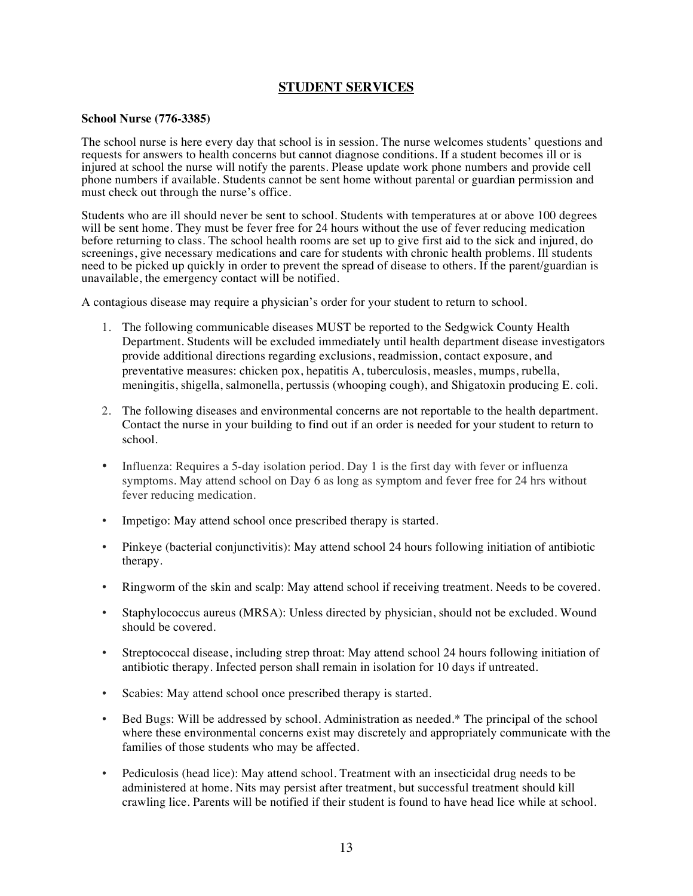## STUDENT SERVICES

**School Nurse (776-3385)**

The school nurse is here every day that school is in session. The nurse welcomes students' questions and requests for answers to health concerns but cannot diagnose conditions. If a student becomes ill or is injured at school the nurse will notify the parents. Please update work phone numbers and provide cell phone numbers if available. Students cannot be sent home without parental or guardian permission and must check out through the nurse's office.

Students who are ill should never be sent to school. Students with temperatures at or above 100 degrees will be sent home. They must be fever free for 24 hours without the use of fever reducing medication before returning to class. The school health rooms are set up to give first aid to the sick and injured, do screenings, give necessary medications and care for students with chronic health problems. Ill students need to be picked up quickly in order to prevent the spread of disease to others. If the parent/guardian is unavailable, the emergency contact will be notified.

A contagious disease may require a physician's order for your student to return to school.

1. The following communicable diseases MUST be reported to the Sedgwick County Health Department. Students will be excluded immediately until health department disease investigators provide additional directions regarding exclusions, readmission, contact exposure, and preventative measures: chicken pox, hepatitis A, tuberculosis, measles, mumps, rubella, meningitis, shigella, salmonella, pertussis (whooping cough), and Shigatoxin producing E. coli.

2. The following diseases and environmental concerns are not reportable to the health department. Contact the nurse in your building to find out if an order is needed for your student to return to school.

- Influenza: Requires a 5-day isolation period. Day 1 is the first day with fever or influenza symptoms. May attend school on Day 6 as long as symptom and fever free for 24 hrs without fever reducing medication.
- Impetigo: May attend school once prescribed therapy is started.
- Pinkeye (bacterial conjunctivitis): May attend school 24 hours following initiation of antibiotic therapy.
- Ringworm of the skin and scalp: May attend school if receiving treatment. Needs to be covered.
- Staphylococcus aureus (MRSA): Unless directed by physician, should not be excluded. Wound should be covered.
- Streptococcal disease, including strep throat: May attend school 24 hours following initiation of antibiotic therapy. Infected person shall remain in isolation for 10 days if untreated.
- Scabies: May attend school once prescribed therapy is started.
- Bed Bugs: Will be addressed by school. Administration as needed.* The principal of the school where these environmental concerns exist may discretely and appropriately communicate with the families of those students who may be affected.
- Pediculosis (head lice): May attend school. Treatment with an insecticidal drug needs to be administered at home. Nits may persist after treatment, but successful treatment should kill crawling lice. Parents will be notified if their student is found to have head lice while at school.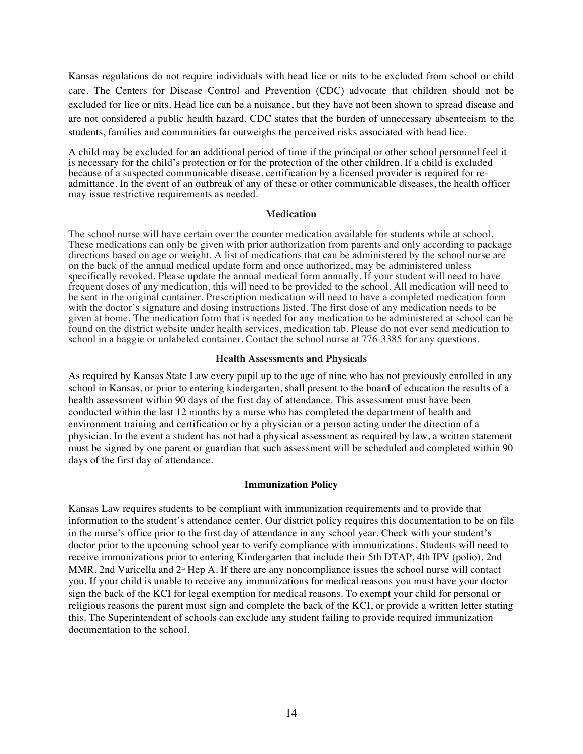Kansas regulations do not require individuals with head lice or nits to be excluded from school or child care. The Centers for Disease Control and Prevention (CDC) advocate that children should not be excluded for lice or nits. Head lice can be a nuisance, but they have not been shown to spread disease and are not considered a public health hazard. CDC states that the burden of unnecessary absenteeism to the students, families and communities far outweighs the perceived risks associated with head lice.

A child may be excluded for an additional period of time if the principal or other school personnel feel it is necessary for the child's protection or for the protection of the other children. If a child is excluded because of a suspected communicable disease, certification by a licensed provider is required for re-admittance. In the event of an outbreak of any of these or other communicable diseases, the health officer may issue restrictive requirements as needed.

### Medication

The school nurse will have certain over the counter medication available for students while at school. These medications can only be given with prior authorization from parents and only according to package directions based on age or weight. A list of medications that can be administered by the school nurse are on the back of the annual medical update form and once authorized, may be administered unless specifically revoked. Please update the annual medical form annually. If your student will need to have frequent doses of any medication, this will need to be provided to the school. All medication will need to be sent in the original container. Prescription medication will need to have a completed medication form with the doctor's signature and dosing instructions listed. The first dose of any medication needs to be given at home. The medication form that is needed for any medication to be administered at school can be found on the district website under health services, medication tab. Please do not ever send medication to school in a baggie or unlabeled container. Contact the school nurse at 776-3385 for any questions.

### Health Assessments and Physicals

As required by Kansas State Law every pupil up to the age of nine who has not previously enrolled in any school in Kansas, or prior to entering kindergarten, shall present to the board of education the results of a health assessment within 90 days of the first day of attendance. This assessment must have been conducted within the last 12 months by a nurse who has completed the department of health and environment training and certification or by a physician or a person acting under the direction of a physician. In the event a student has not had a physical assessment as required by law, a written statement must be signed by one parent or guardian that such assessment will be scheduled and completed within 90 days of the first day of attendance.

### Immunization Policy

Kansas Law requires students to be compliant with immunization requirements and to provide that information to the student's attendance center. Our district policy requires this documentation to be on file in the nurse's office prior to the first day of attendance in any school year. Check with your student's doctor prior to the upcoming school year to verify compliance with immunizations. Students will need to receive immunizations prior to entering Kindergarten that include their 5th DTAP, 4th IPV (polio), 2nd MMR, 2nd Varicella and 2nd Hep A. If there are any noncompliance issues the school nurse will contact you. If your child is unable to receive any immunizations for medical reasons you must have your doctor sign the back of the KCI for legal exemption for medical reasons. To exempt your child for personal or religious reasons the parent must sign and complete the back of the KCI, or provide a written letter stating this. The Superintendent of schools can exclude any student failing to provide required immunization documentation to the school.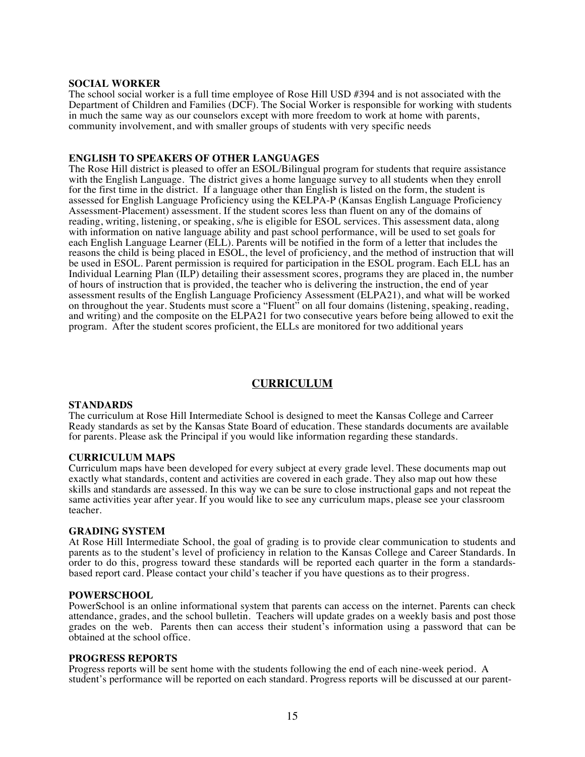**SOCIAL WORKER**

The school social worker is a full time employee of Rose Hill USD #394 and is not associated with the Department of Children and Families (DCF). The Social Worker is responsible for working with students in much the same way as our counselors except with more freedom to work at home with parents, community involvement, and with smaller groups of students with very specific needs

**ENGLISH TO SPEAKERS OF OTHER LANGUAGES**

The Rose Hill district is pleased to offer an ESOL/Bilingual program for students that require assistance with the English Language. The district gives a home language survey to all students when they enroll for the first time in the district. If a language other than English is listed on the form, the student is assessed for English Language Proficiency using the KELPA-P (Kansas English Language Proficiency Assessment-Placement) assessment. If the student scores less than fluent on any of the domains of reading, writing, listening, or speaking, s/he is eligible for ESOL services. This assessment data, along with information on native language ability and past school performance, will be used to set goals for each English Language Learner (ELL). Parents will be notified in the form of a letter that includes the reasons the child is being placed in ESOL, the level of proficiency, and the method of instruction that will be used in ESOL. Parent permission is required for participation in the ESOL program. Each ELL has an Individual Learning Plan (ILP) detailing their assessment scores, programs they are placed in, the number of hours of instruction that is provided, the teacher who is delivering the instruction, the end of year assessment results of the English Language Proficiency Assessment (ELPA21), and what will be worked on throughout the year. Students must score a "Fluent" on all four domains (listening, speaking, reading, and writing) and the composite on the ELPA21 for two consecutive years before being allowed to exit the program. After the student scores proficient, the ELLs are monitored for two additional years

## CURRICULUM

**STANDARDS**

The curriculum at Rose Hill Intermediate School is designed to meet the Kansas College and Carreer Ready standards as set by the Kansas State Board of education. These standards documents are available for parents. Please ask the Principal if you would like information regarding these standards.

**CURRICULUM MAPS**

Curriculum maps have been developed for every subject at every grade level. These documents map out exactly what standards, content and activities are covered in each grade. They also map out how these skills and standards are assessed. In this way we can be sure to close instructional gaps and not repeat the same activities year after year. If you would like to see any curriculum maps, please see your classroom teacher.

**GRADING SYSTEM**

At Rose Hill Intermediate School, the goal of grading is to provide clear communication to students and parents as to the student's level of proficiency in relation to the Kansas College and Career Standards. In order to do this, progress toward these standards will be reported each quarter in the form a standards-based report card. Please contact your child's teacher if you have questions as to their progress.

**POWERSCHOOL**

PowerSchool is an online informational system that parents can access on the internet. Parents can check attendance, grades, and the school bulletin. Teachers will update grades on a weekly basis and post those grades on the web. Parents then can access their student's information using a password that can be obtained at the school office.

**PROGRESS REPORTS**

Progress reports will be sent home with the students following the end of each nine-week period. A student's performance will be reported on each standard. Progress reports will be discussed at our parent-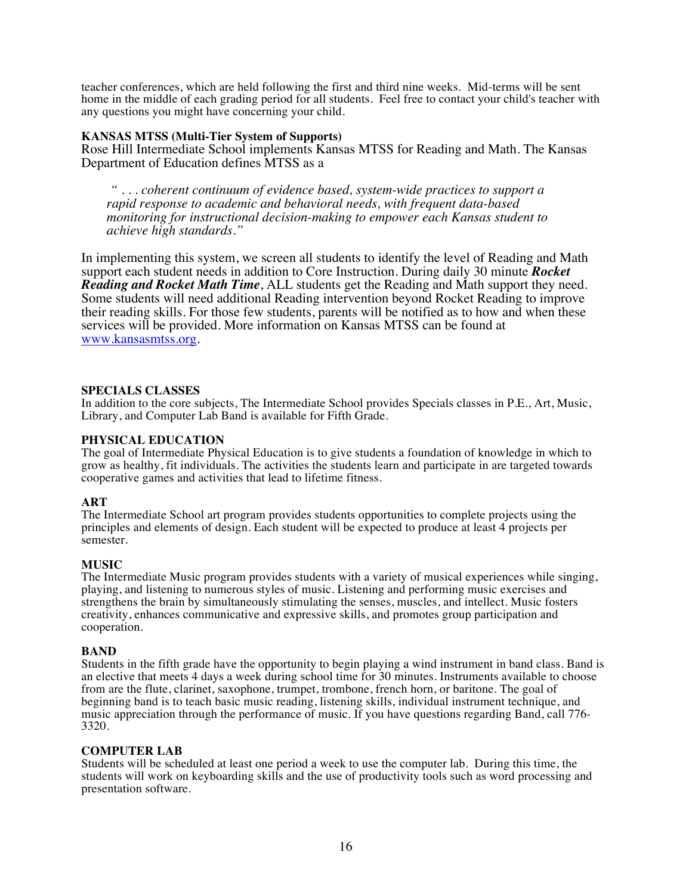teacher conferences, which are held following the first and third nine weeks. Mid-terms will be sent home in the middle of each grading period for all students. Feel free to contact your child's teacher with any questions you might have concerning your child.

**KANSAS MTSS (Multi-Tier System of Supports)**

Rose Hill Intermediate School implements Kansas MTSS for Reading and Math. The Kansas Department of Education defines MTSS as a

> *" . . . coherent continuum of evidence based, system-wide practices to support a rapid response to academic and behavioral needs, with frequent data-based monitoring for instructional decision-making to empower each Kansas student to achieve high standards."*

In implementing this system, we screen all students to identify the level of Reading and Math support each student needs in addition to Core Instruction. During daily 30 minute ***Rocket Reading and Rocket Math Time***, ALL students get the Reading and Math support they need. Some students will need additional Reading intervention beyond Rocket Reading to improve their reading skills. For those few students, parents will be notified as to how and when these services will be provided. More information on Kansas MTSS can be found at www.kansasmtss.org.

**SPECIALS CLASSES**

In addition to the core subjects, The Intermediate School provides Specials classes in P.E., Art, Music, Library, and Computer Lab Band is available for Fifth Grade.

**PHYSICAL EDUCATION**

The goal of Intermediate Physical Education is to give students a foundation of knowledge in which to grow as healthy, fit individuals. The activities the students learn and participate in are targeted towards cooperative games and activities that lead to lifetime fitness.

**ART**

The Intermediate School art program provides students opportunities to complete projects using the principles and elements of design. Each student will be expected to produce at least 4 projects per semester.

**MUSIC**

The Intermediate Music program provides students with a variety of musical experiences while singing, playing, and listening to numerous styles of music. Listening and performing music exercises and strengthens the brain by simultaneously stimulating the senses, muscles, and intellect. Music fosters creativity, enhances communicative and expressive skills, and promotes group participation and cooperation.

**BAND**

Students in the fifth grade have the opportunity to begin playing a wind instrument in band class. Band is an elective that meets 4 days a week during school time for 30 minutes. Instruments available to choose from are the flute, clarinet, saxophone, trumpet, trombone, french horn, or baritone. The goal of beginning band is to teach basic music reading, listening skills, individual instrument technique, and music appreciation through the performance of music. If you have questions regarding Band, call 776-3320.

**COMPUTER LAB**

Students will be scheduled at least one period a week to use the computer lab. During this time, the students will work on keyboarding skills and the use of productivity tools such as word processing and presentation software.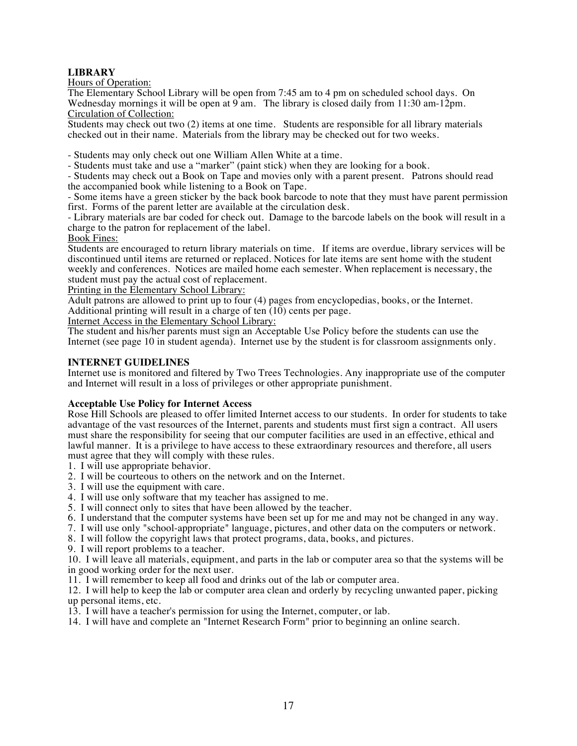## LIBRARY

<u>Hours of Operation:</u>

The Elementary School Library will be open from 7:45 am to 4 pm on scheduled school days. On Wednesday mornings it will be open at 9 am. The library is closed daily from 11:30 am-12pm.

<u>Circulation of Collection:</u>

Students may check out two (2) items at one time. Students are responsible for all library materials checked out in their name. Materials from the library may be checked out for two weeks.

- Students may only check out one William Allen White at a time.
- Students must take and use a "marker" (paint stick) when they are looking for a book.
- Students may check out a Book on Tape and movies only with a parent present. Patrons should read the accompanied book while listening to a Book on Tape.
- Some items have a green sticker by the back book barcode to note that they must have parent permission first. Forms of the parent letter are available at the circulation desk.
- Library materials are bar coded for check out. Damage to the barcode labels on the book will result in a charge to the patron for replacement of the label.

<u>Book Fines:</u>

Students are encouraged to return library materials on time. If items are overdue, library services will be discontinued until items are returned or replaced. Notices for late items are sent home with the student weekly and conferences. Notices are mailed home each semester. When replacement is necessary, the student must pay the actual cost of replacement.

<u>Printing in the Elementary School Library:</u>

Adult patrons are allowed to print up to four (4) pages from encyclopedias, books, or the Internet. Additional printing will result in a charge of ten (10) cents per page.

<u>Internet Access in the Elementary School Library:</u>

The student and his/her parents must sign an Acceptable Use Policy before the students can use the Internet (see page 10 in student agenda). Internet use by the student is for classroom assignments only.

## INTERNET GUIDELINES

Internet use is monitored and filtered by Two Trees Technologies. Any inappropriate use of the computer and Internet will result in a loss of privileges or other appropriate punishment.

### Acceptable Use Policy for Internet Access

Rose Hill Schools are pleased to offer limited Internet access to our students. In order for students to take advantage of the vast resources of the Internet, parents and students must first sign a contract. All users must share the responsibility for seeing that our computer facilities are used in an effective, ethical and lawful manner. It is a privilege to have access to these extraordinary resources and therefore, all users must agree that they will comply with these rules.

1. I will use appropriate behavior.
2. I will be courteous to others on the network and on the Internet.
3. I will use the equipment with care.
4. I will use only software that my teacher has assigned to me.
5. I will connect only to sites that have been allowed by the teacher.
6. I understand that the computer systems have been set up for me and may not be changed in any way.
7. I will use only "school-appropriate" language, pictures, and other data on the computers or network.
8. I will follow the copyright laws that protect programs, data, books, and pictures.
9. I will report problems to a teacher.
10. I will leave all materials, equipment, and parts in the lab or computer area so that the systems will be in good working order for the next user.
11. I will remember to keep all food and drinks out of the lab or computer area.
12. I will help to keep the lab or computer area clean and orderly by recycling unwanted paper, picking up personal items, etc.
13. I will have a teacher's permission for using the Internet, computer, or lab.
14. I will have and complete an "Internet Research Form" prior to beginning an online search.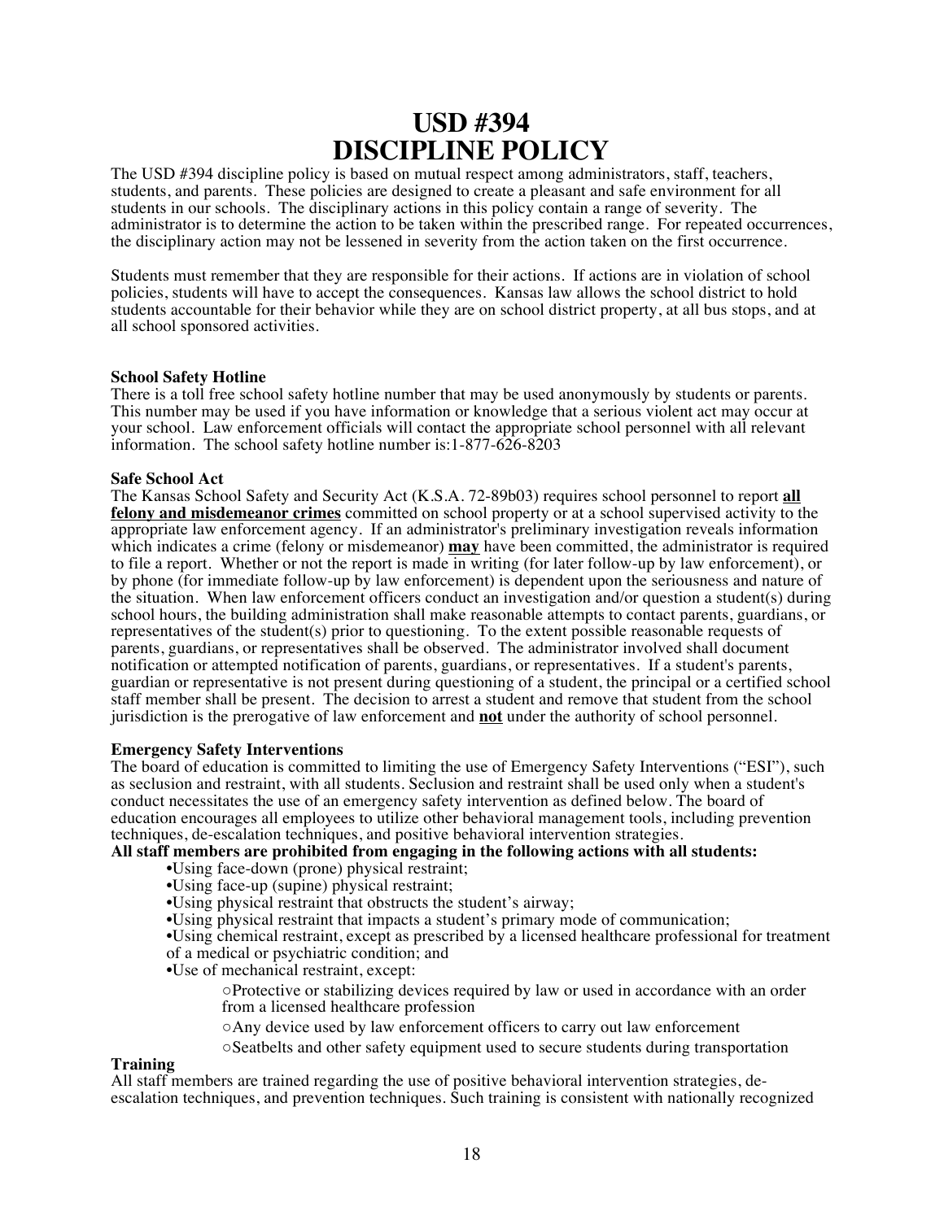# USD #394
# DISCIPLINE POLICY

The USD #394 discipline policy is based on mutual respect among administrators, staff, teachers, students, and parents. These policies are designed to create a pleasant and safe environment for all students in our schools. The disciplinary actions in this policy contain a range of severity. The administrator is to determine the action to be taken within the prescribed range. For repeated occurrences, the disciplinary action may not be lessened in severity from the action taken on the first occurrence.

Students must remember that they are responsible for their actions. If actions are in violation of school policies, students will have to accept the consequences. Kansas law allows the school district to hold students accountable for their behavior while they are on school district property, at all bus stops, and at all school sponsored activities.

**School Safety Hotline**

There is a toll free school safety hotline number that may be used anonymously by students or parents. This number may be used if you have information or knowledge that a serious violent act may occur at your school. Law enforcement officials will contact the appropriate school personnel with all relevant information. The school safety hotline number is:1-877-626-8203

**Safe School Act**

The Kansas School Safety and Security Act (K.S.A. 72-89b03) requires school personnel to report **all felony and misdemeanor crimes** committed on school property or at a school supervised activity to the appropriate law enforcement agency. If an administrator's preliminary investigation reveals information which indicates a crime (felony or misdemeanor) **may** have been committed, the administrator is required to file a report. Whether or not the report is made in writing (for later follow-up by law enforcement), or by phone (for immediate follow-up by law enforcement) is dependent upon the seriousness and nature of the situation. When law enforcement officers conduct an investigation and/or question a student(s) during school hours, the building administration shall make reasonable attempts to contact parents, guardians, or representatives of the student(s) prior to questioning. To the extent possible reasonable requests of parents, guardians, or representatives shall be observed. The administrator involved shall document notification or attempted notification of parents, guardians, or representatives. If a student's parents, guardian or representative is not present during questioning of a student, the principal or a certified school staff member shall be present. The decision to arrest a student and remove that student from the school jurisdiction is the prerogative of law enforcement and **not** under the authority of school personnel.

**Emergency Safety Interventions**

The board of education is committed to limiting the use of Emergency Safety Interventions ("ESI"), such as seclusion and restraint, with all students. Seclusion and restraint shall be used only when a student's conduct necessitates the use of an emergency safety intervention as defined below. The board of education encourages all employees to utilize other behavioral management tools, including prevention techniques, de-escalation techniques, and positive behavioral intervention strategies.

**All staff members are prohibited from engaging in the following actions with all students:**

- Using face-down (prone) physical restraint;
- Using face-up (supine) physical restraint;
- Using physical restraint that obstructs the student's airway;
- Using physical restraint that impacts a student's primary mode of communication;
- Using chemical restraint, except as prescribed by a licensed healthcare professional for treatment of a medical or psychiatric condition; and
- Use of mechanical restraint, except:
  - Protective or stabilizing devices required by law or used in accordance with an order from a licensed healthcare profession
  - Any device used by law enforcement officers to carry out law enforcement
  - Seatbelts and other safety equipment used to secure students during transportation

**Training**

All staff members are trained regarding the use of positive behavioral intervention strategies, de-escalation techniques, and prevention techniques. Such training is consistent with nationally recognized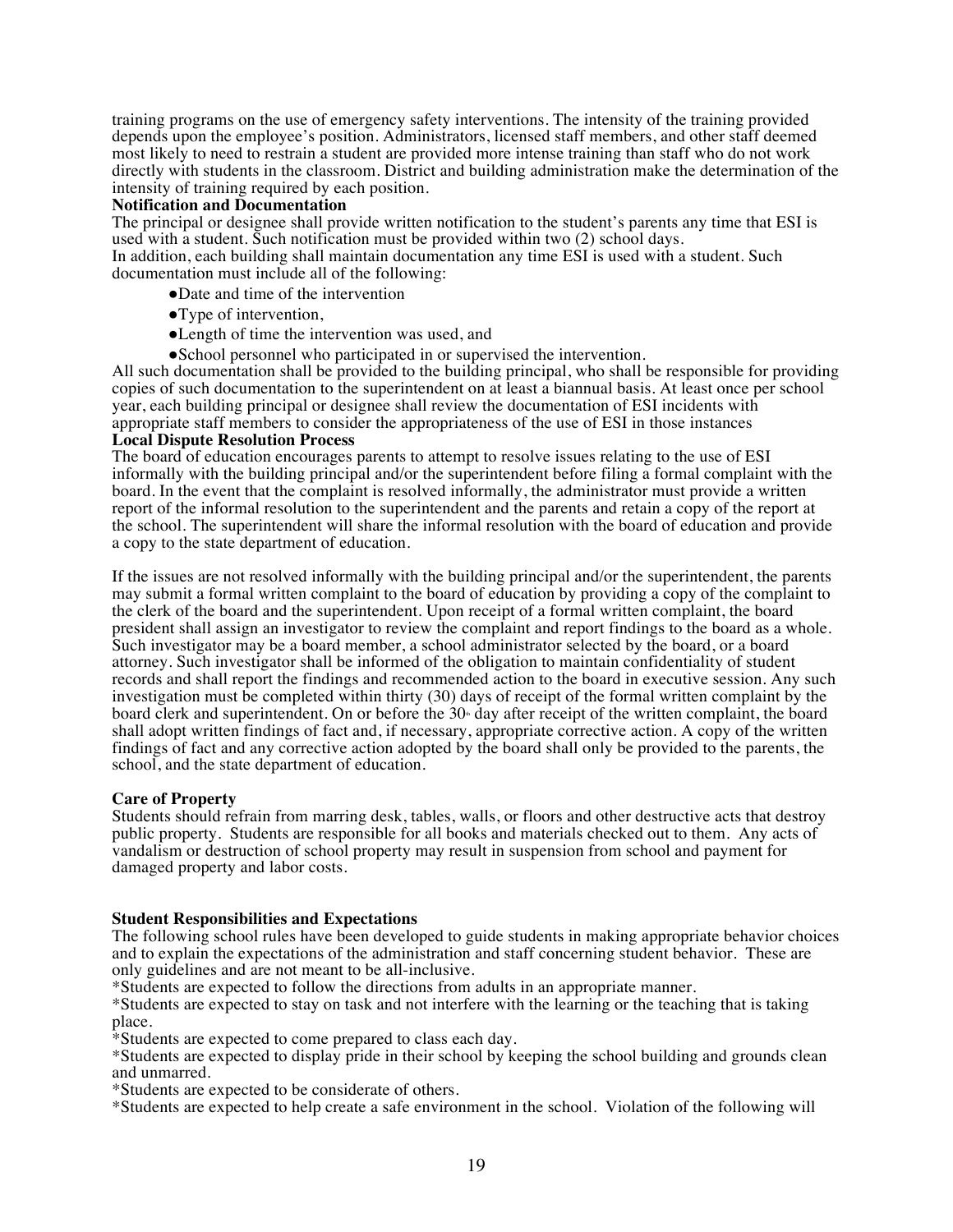training programs on the use of emergency safety interventions. The intensity of the training provided depends upon the employee's position. Administrators, licensed staff members, and other staff deemed most likely to need to restrain a student are provided more intense training than staff who do not work directly with students in the classroom. District and building administration make the determination of the intensity of training required by each position.

**Notification and Documentation**

The principal or designee shall provide written notification to the student's parents any time that ESI is used with a student. Such notification must be provided within two (2) school days.

In addition, each building shall maintain documentation any time ESI is used with a student. Such documentation must include all of the following:

- Date and time of the intervention
- Type of intervention,
- Length of time the intervention was used, and
- School personnel who participated in or supervised the intervention.

All such documentation shall be provided to the building principal, who shall be responsible for providing copies of such documentation to the superintendent on at least a biannual basis. At least once per school year, each building principal or designee shall review the documentation of ESI incidents with appropriate staff members to consider the appropriateness of the use of ESI in those instances

**Local Dispute Resolution Process**

The board of education encourages parents to attempt to resolve issues relating to the use of ESI informally with the building principal and/or the superintendent before filing a formal complaint with the board. In the event that the complaint is resolved informally, the administrator must provide a written report of the informal resolution to the superintendent and the parents and retain a copy of the report at the school. The superintendent will share the informal resolution with the board of education and provide a copy to the state department of education.

If the issues are not resolved informally with the building principal and/or the superintendent, the parents may submit a formal written complaint to the board of education by providing a copy of the complaint to the clerk of the board and the superintendent. Upon receipt of a formal written complaint, the board president shall assign an investigator to review the complaint and report findings to the board as a whole. Such investigator may be a board member, a school administrator selected by the board, or a board attorney. Such investigator shall be informed of the obligation to maintain confidentiality of student records and shall report the findings and recommended action to the board in executive session. Any such investigation must be completed within thirty (30) days of receipt of the formal written complaint by the board clerk and superintendent. On or before the 30th day after receipt of the written complaint, the board shall adopt written findings of fact and, if necessary, appropriate corrective action. A copy of the written findings of fact and any corrective action adopted by the board shall only be provided to the parents, the school, and the state department of education.

**Care of Property**

Students should refrain from marring desk, tables, walls, or floors and other destructive acts that destroy public property. Students are responsible for all books and materials checked out to them. Any acts of vandalism or destruction of school property may result in suspension from school and payment for damaged property and labor costs.

**Student Responsibilities and Expectations**

The following school rules have been developed to guide students in making appropriate behavior choices and to explain the expectations of the administration and staff concerning student behavior. These are only guidelines and are not meant to be all-inclusive.

*Students are expected to follow the directions from adults in an appropriate manner.

*Students are expected to stay on task and not interfere with the learning or the teaching that is taking place.

*Students are expected to come prepared to class each day.

*Students are expected to display pride in their school by keeping the school building and grounds clean and unmarred.

*Students are expected to be considerate of others.

*Students are expected to help create a safe environment in the school. Violation of the following will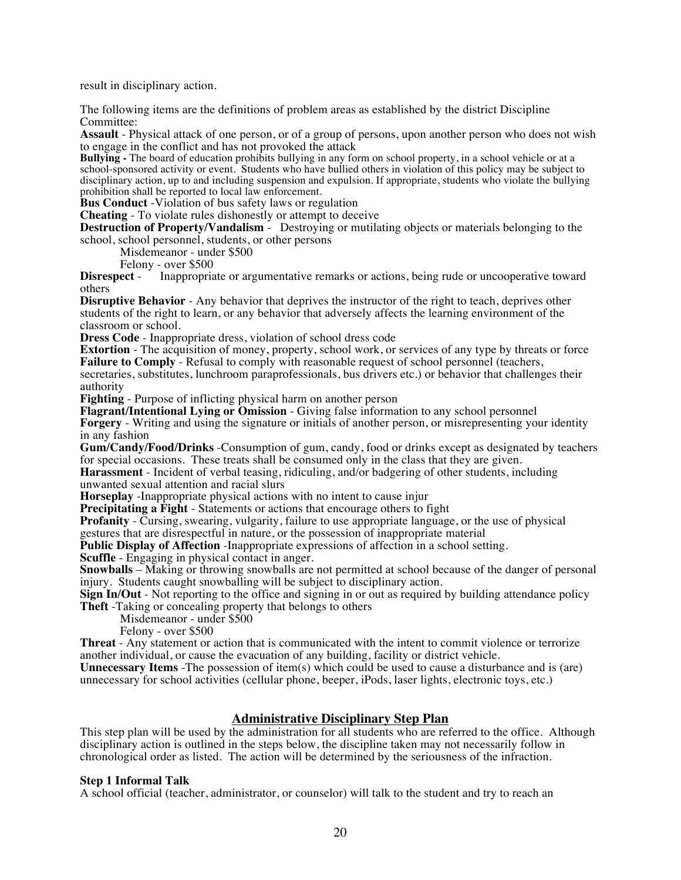result in disciplinary action.

The following items are the definitions of problem areas as established by the district Discipline Committee:

**Assault** - Physical attack of one person, or of a group of persons, upon another person who does not wish to engage in the conflict and has not provoked the attack

**Bullying -** The board of education prohibits bullying in any form on school property, in a school vehicle or at a school-sponsored activity or event. Students who have bullied others in violation of this policy may be subject to disciplinary action, up to and including suspension and expulsion. If appropriate, students who violate the bullying prohibition shall be reported to local law enforcement.

**Bus Conduct** -Violation of bus safety laws or regulation

**Cheating** - To violate rules dishonestly or attempt to deceive

**Destruction of Property/Vandalism** - Destroying or mutilating objects or materials belonging to the school, school personnel, students, or other persons

Misdemeanor - under $500

Felony - over $500

**Disrespect** - Inappropriate or argumentative remarks or actions, being rude or uncooperative toward others

**Disruptive Behavior** - Any behavior that deprives the instructor of the right to teach, deprives other students of the right to learn, or any behavior that adversely affects the learning environment of the classroom or school.

**Dress Code** - Inappropriate dress, violation of school dress code

**Extortion** - The acquisition of money, property, school work, or services of any type by threats or force

**Failure to Comply** - Refusal to comply with reasonable request of school personnel (teachers, secretaries, substitutes, lunchroom paraprofessionals, bus drivers etc.) or behavior that challenges their authority

**Fighting** - Purpose of inflicting physical harm on another person

**Flagrant/Intentional Lying or Omission** - Giving false information to any school personnel

**Forgery** - Writing and using the signature or initials of another person, or misrepresenting your identity in any fashion

**Gum/Candy/Food/Drinks** -Consumption of gum, candy, food or drinks except as designated by teachers for special occasions. These treats shall be consumed only in the class that they are given.

**Harassment** - Incident of verbal teasing, ridiculing, and/or badgering of other students, including unwanted sexual attention and racial slurs

**Horseplay** -Inappropriate physical actions with no intent to cause injur

**Precipitating a Fight** - Statements or actions that encourage others to fight

**Profanity** - Cursing, swearing, vulgarity, failure to use appropriate language, or the use of physical gestures that are disrespectful in nature, or the possession of inappropriate material

**Public Display of Affection** -Inappropriate expressions of affection in a school setting.

**Scuffle** - Engaging in physical contact in anger.

**Snowballs** – Making or throwing snowballs are not permitted at school because of the danger of personal injury. Students caught snowballing will be subject to disciplinary action.

**Sign In/Out** - Not reporting to the office and signing in or out as required by building attendance policy

**Theft** -Taking or concealing property that belongs to others

Misdemeanor - under $500

Felony - over $500

**Threat** - Any statement or action that is communicated with the intent to commit violence or terrorize another individual, or cause the evacuation of any building, facility or district vehicle.

**Unnecessary Items** -The possession of item(s) which could be used to cause a disturbance and is (are) unnecessary for school activities (cellular phone, beeper, iPods, laser lights, electronic toys, etc.)

## Administrative Disciplinary Step Plan

This step plan will be used by the administration for all students who are referred to the office. Although disciplinary action is outlined in the steps below, the discipline taken may not necessarily follow in chronological order as listed. The action will be determined by the seriousness of the infraction.

**Step 1 Informal Talk**

A school official (teacher, administrator, or counselor) will talk to the student and try to reach an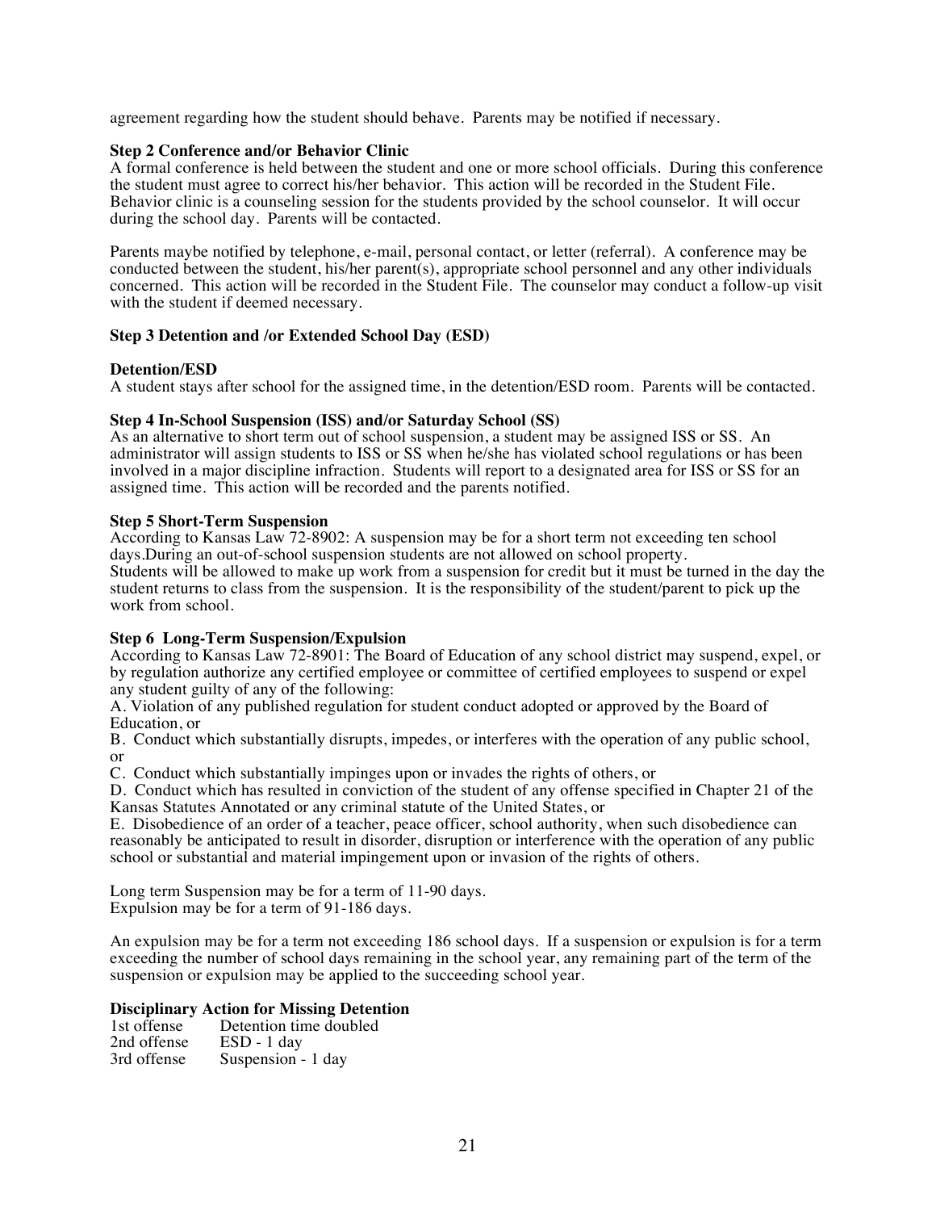agreement regarding how the student should behave. Parents may be notified if necessary.

**Step 2 Conference and/or Behavior Clinic**

A formal conference is held between the student and one or more school officials. During this conference the student must agree to correct his/her behavior. This action will be recorded in the Student File. Behavior clinic is a counseling session for the students provided by the school counselor. It will occur during the school day. Parents will be contacted.

Parents maybe notified by telephone, e-mail, personal contact, or letter (referral). A conference may be conducted between the student, his/her parent(s), appropriate school personnel and any other individuals concerned. This action will be recorded in the Student File. The counselor may conduct a follow-up visit with the student if deemed necessary.

**Step 3 Detention and /or Extended School Day (ESD)**

**Detention/ESD**

A student stays after school for the assigned time, in the detention/ESD room. Parents will be contacted.

**Step 4 In-School Suspension (ISS) and/or Saturday School (SS)**

As an alternative to short term out of school suspension, a student may be assigned ISS or SS. An administrator will assign students to ISS or SS when he/she has violated school regulations or has been involved in a major discipline infraction. Students will report to a designated area for ISS or SS for an assigned time. This action will be recorded and the parents notified.

**Step 5 Short-Term Suspension**

According to Kansas Law 72-8902: A suspension may be for a short term not exceeding ten school days.During an out-of-school suspension students are not allowed on school property.
Students will be allowed to make up work from a suspension for credit but it must be turned in the day the student returns to class from the suspension. It is the responsibility of the student/parent to pick up the work from school.

**Step 6 Long-Term Suspension/Expulsion**

According to Kansas Law 72-8901: The Board of Education of any school district may suspend, expel, or by regulation authorize any certified employee or committee of certified employees to suspend or expel any student guilty of any of the following:

A. Violation of any published regulation for student conduct adopted or approved by the Board of Education, or

B. Conduct which substantially disrupts, impedes, or interferes with the operation of any public school, or

C. Conduct which substantially impinges upon or invades the rights of others, or

D. Conduct which has resulted in conviction of the student of any offense specified in Chapter 21 of the Kansas Statutes Annotated or any criminal statute of the United States, or

E. Disobedience of an order of a teacher, peace officer, school authority, when such disobedience can reasonably be anticipated to result in disorder, disruption or interference with the operation of any public school or substantial and material impingement upon or invasion of the rights of others.

Long term Suspension may be for a term of 11-90 days.
Expulsion may be for a term of 91-186 days.

An expulsion may be for a term not exceeding 186 school days. If a suspension or expulsion is for a term exceeding the number of school days remaining in the school year, any remaining part of the term of the suspension or expulsion may be applied to the succeeding school year.

**Disciplinary Action for Missing Detention**

| | |
|---|---|
| 1st offense | Detention time doubled |
| 2nd offense | ESD - 1 day |
| 3rd offense | Suspension - 1 day |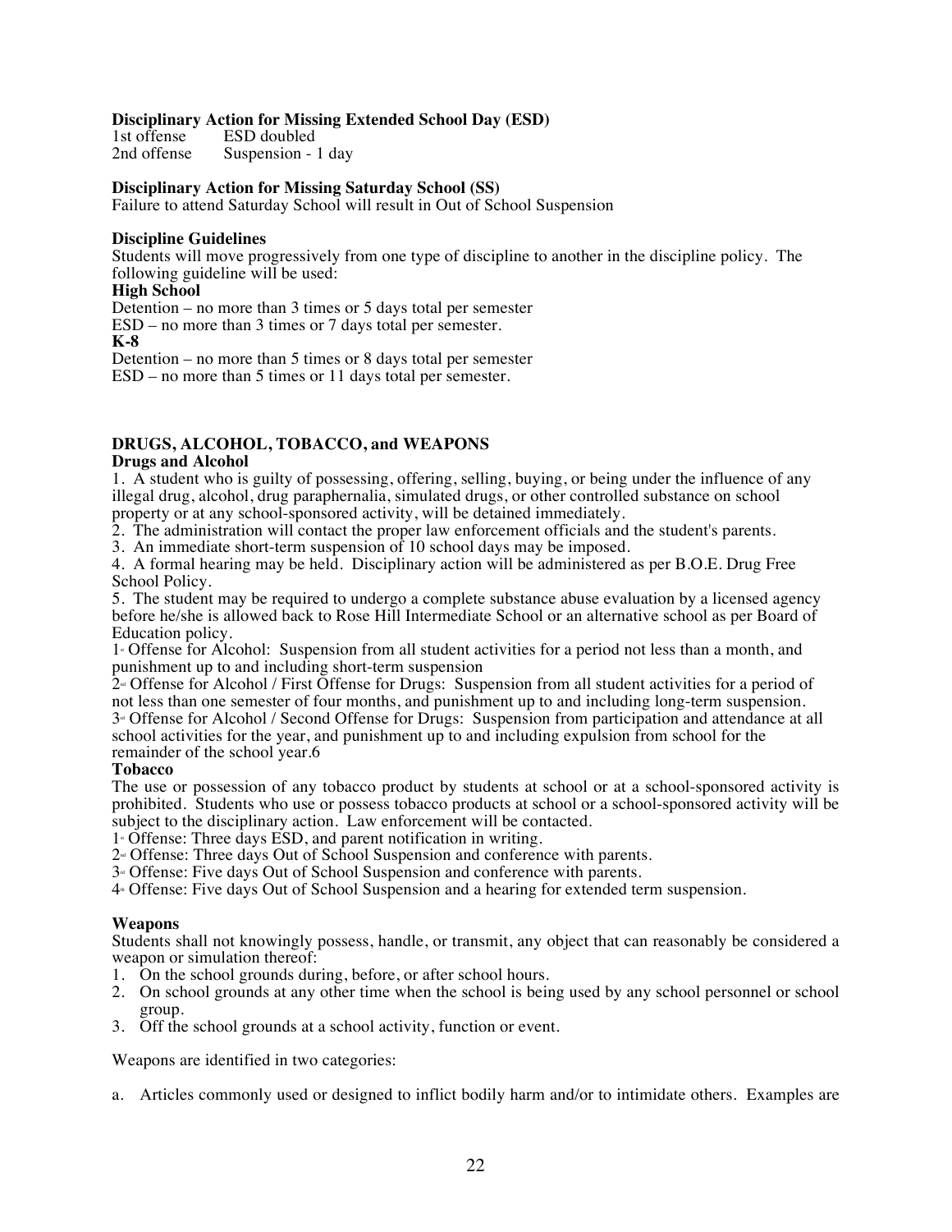**Disciplinary Action for Missing Extended School Day (ESD)**

| | |
|---|---|
| 1st offense | ESD doubled |
| 2nd offense | Suspension - 1 day |

**Disciplinary Action for Missing Saturday School (SS)**

Failure to attend Saturday School will result in Out of School Suspension

**Discipline Guidelines**

Students will move progressively from one type of discipline to another in the discipline policy. The following guideline will be used:

**High School**

Detention – no more than 3 times or 5 days total per semester
ESD – no more than 3 times or 7 days total per semester.

**K-8**

Detention – no more than 5 times or 8 days total per semester
ESD – no more than 5 times or 11 days total per semester.

**DRUGS, ALCOHOL, TOBACCO, and WEAPONS**

**Drugs and Alcohol**

1. A student who is guilty of possessing, offering, selling, buying, or being under the influence of any illegal drug, alcohol, drug paraphernalia, simulated drugs, or other controlled substance on school property or at any school-sponsored activity, will be detained immediately.
2. The administration will contact the proper law enforcement officials and the student's parents.
3. An immediate short-term suspension of 10 school days may be imposed.
4. A formal hearing may be held. Disciplinary action will be administered as per B.O.E. Drug Free School Policy.
5. The student may be required to undergo a complete substance abuse evaluation by a licensed agency before he/she is allowed back to Rose Hill Intermediate School or an alternative school as per Board of Education policy.

1st Offense for Alcohol: Suspension from all student activities for a period not less than a month, and punishment up to and including short-term suspension

2nd Offense for Alcohol / First Offense for Drugs: Suspension from all student activities for a period of not less than one semester of four months, and punishment up to and including long-term suspension.

3rd Offense for Alcohol / Second Offense for Drugs: Suspension from participation and attendance at all school activities for the year, and punishment up to and including expulsion from school for the remainder of the school year.6

**Tobacco**

The use or possession of any tobacco product by students at school or at a school-sponsored activity is prohibited. Students who use or possess tobacco products at school or a school-sponsored activity will be subject to the disciplinary action. Law enforcement will be contacted.

1st Offense: Three days ESD, and parent notification in writing.
2nd Offense: Three days Out of School Suspension and conference with parents.
3rd Offense: Five days Out of School Suspension and conference with parents.
4th Offense: Five days Out of School Suspension and a hearing for extended term suspension.

**Weapons**

Students shall not knowingly possess, handle, or transmit, any object that can reasonably be considered a weapon or simulation thereof:

1. On the school grounds during, before, or after school hours.
2. On school grounds at any other time when the school is being used by any school personnel or school group.
3. Off the school grounds at a school activity, function or event.

Weapons are identified in two categories:

a. Articles commonly used or designed to inflict bodily harm and/or to intimidate others. Examples are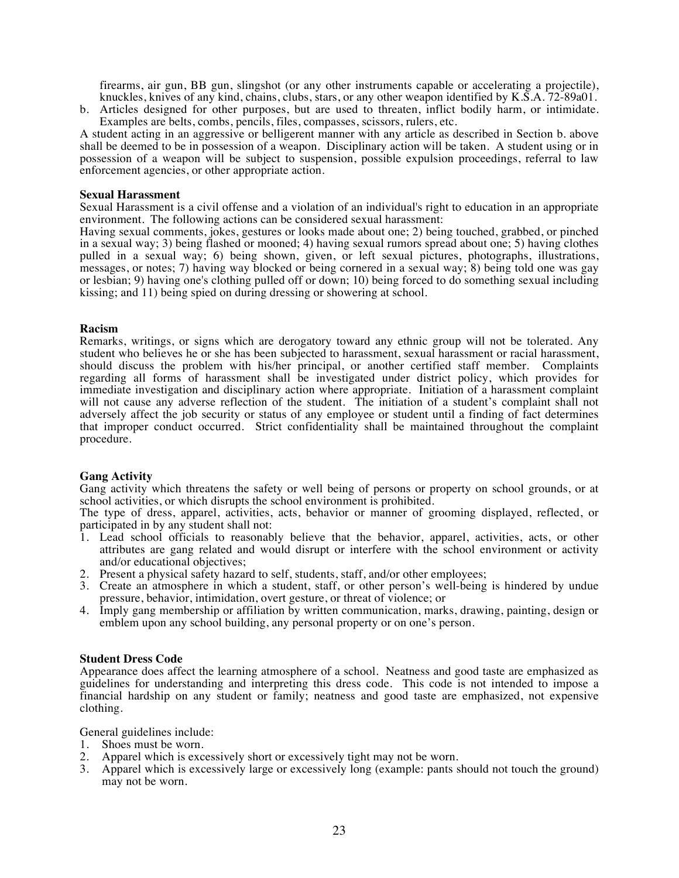firearms, air gun, BB gun, slingshot (or any other instruments capable or accelerating a projectile), knuckles, knives of any kind, chains, clubs, stars, or any other weapon identified by K.S.A. 72-89a01.

b. Articles designed for other purposes, but are used to threaten, inflict bodily harm, or intimidate. Examples are belts, combs, pencils, files, compasses, scissors, rulers, etc.

A student acting in an aggressive or belligerent manner with any article as described in Section b. above shall be deemed to be in possession of a weapon. Disciplinary action will be taken. A student using or in possession of a weapon will be subject to suspension, possible expulsion proceedings, referral to law enforcement agencies, or other appropriate action.

**Sexual Harassment**

Sexual Harassment is a civil offense and a violation of an individual's right to education in an appropriate environment. The following actions can be considered sexual harassment:

Having sexual comments, jokes, gestures or looks made about one; 2) being touched, grabbed, or pinched in a sexual way; 3) being flashed or mooned; 4) having sexual rumors spread about one; 5) having clothes pulled in a sexual way; 6) being shown, given, or left sexual pictures, photographs, illustrations, messages, or notes; 7) having way blocked or being cornered in a sexual way; 8) being told one was gay or lesbian; 9) having one's clothing pulled off or down; 10) being forced to do something sexual including kissing; and 11) being spied on during dressing or showering at school.

**Racism**

Remarks, writings, or signs which are derogatory toward any ethnic group will not be tolerated. Any student who believes he or she has been subjected to harassment, sexual harassment or racial harassment, should discuss the problem with his/her principal, or another certified staff member. Complaints regarding all forms of harassment shall be investigated under district policy, which provides for immediate investigation and disciplinary action where appropriate. Initiation of a harassment complaint will not cause any adverse reflection of the student. The initiation of a student's complaint shall not adversely affect the job security or status of any employee or student until a finding of fact determines that improper conduct occurred. Strict confidentiality shall be maintained throughout the complaint procedure.

**Gang Activity**

Gang activity which threatens the safety or well being of persons or property on school grounds, or at school activities, or which disrupts the school environment is prohibited.

The type of dress, apparel, activities, acts, behavior or manner of grooming displayed, reflected, or participated in by any student shall not:

1. Lead school officials to reasonably believe that the behavior, apparel, activities, acts, or other attributes are gang related and would disrupt or interfere with the school environment or activity and/or educational objectives;
2. Present a physical safety hazard to self, students, staff, and/or other employees;
3. Create an atmosphere in which a student, staff, or other person's well-being is hindered by undue pressure, behavior, intimidation, overt gesture, or threat of violence; or
4. Imply gang membership or affiliation by written communication, marks, drawing, painting, design or emblem upon any school building, any personal property or on one's person.

**Student Dress Code**

Appearance does affect the learning atmosphere of a school. Neatness and good taste are emphasized as guidelines for understanding and interpreting this dress code. This code is not intended to impose a financial hardship on any student or family; neatness and good taste are emphasized, not expensive clothing.

General guidelines include:

1. Shoes must be worn.
2. Apparel which is excessively short or excessively tight may not be worn.
3. Apparel which is excessively large or excessively long (example: pants should not touch the ground) may not be worn.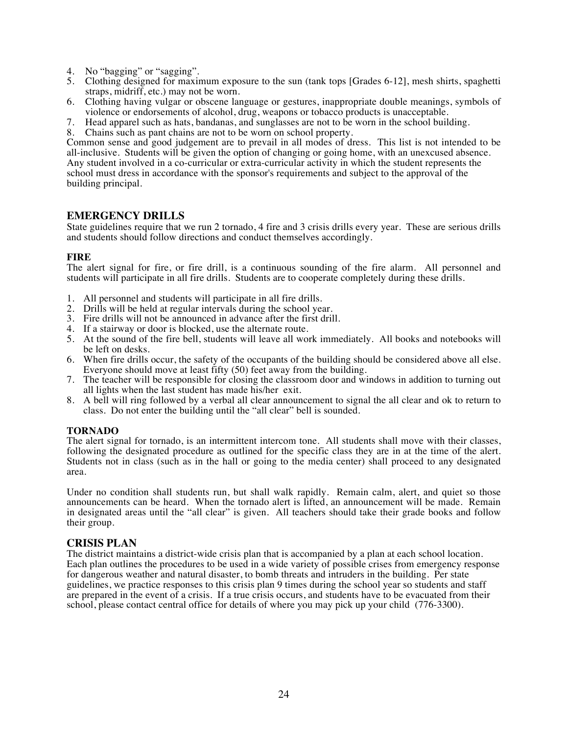4. No “bagging” or “sagging”.
5. Clothing designed for maximum exposure to the sun (tank tops [Grades 6-12], mesh shirts, spaghetti straps, midriff, etc.) may not be worn.
6. Clothing having vulgar or obscene language or gestures, inappropriate double meanings, symbols of violence or endorsements of alcohol, drug, weapons or tobacco products is unacceptable.
7. Head apparel such as hats, bandanas, and sunglasses are not to be worn in the school building.
8. Chains such as pant chains are not to be worn on school property.

Common sense and good judgement are to prevail in all modes of dress. This list is not intended to be all-inclusive. Students will be given the option of changing or going home, with an unexcused absence. Any student involved in a co-curricular or extra-curricular activity in which the student represents the school must dress in accordance with the sponsor's requirements and subject to the approval of the building principal.

## EMERGENCY DRILLS

State guidelines require that we run 2 tornado, 4 fire and 3 crisis drills every year. These are serious drills and students should follow directions and conduct themselves accordingly.

### FIRE

The alert signal for fire, or fire drill, is a continuous sounding of the fire alarm. All personnel and students will participate in all fire drills. Students are to cooperate completely during these drills.

1. All personnel and students will participate in all fire drills.
2. Drills will be held at regular intervals during the school year.
3. Fire drills will not be announced in advance after the first drill.
4. If a stairway or door is blocked, use the alternate route.
5. At the sound of the fire bell, students will leave all work immediately. All books and notebooks will be left on desks.
6. When fire drills occur, the safety of the occupants of the building should be considered above all else. Everyone should move at least fifty (50) feet away from the building.
7. The teacher will be responsible for closing the classroom door and windows in addition to turning out all lights when the last student has made his/her exit.
8. A bell will ring followed by a verbal all clear announcement to signal the all clear and ok to return to class. Do not enter the building until the “all clear” bell is sounded.

### TORNADO

The alert signal for tornado, is an intermittent intercom tone. All students shall move with their classes, following the designated procedure as outlined for the specific class they are in at the time of the alert. Students not in class (such as in the hall or going to the media center) shall proceed to any designated area.

Under no condition shall students run, but shall walk rapidly. Remain calm, alert, and quiet so those announcements can be heard. When the tornado alert is lifted, an announcement will be made. Remain in designated areas until the “all clear” is given. All teachers should take their grade books and follow their group.

## CRISIS PLAN

The district maintains a district-wide crisis plan that is accompanied by a plan at each school location. Each plan outlines the procedures to be used in a wide variety of possible crises from emergency response for dangerous weather and natural disaster, to bomb threats and intruders in the building. Per state guidelines, we practice responses to this crisis plan 9 times during the school year so students and staff are prepared in the event of a crisis. If a true crisis occurs, and students have to be evacuated from their school, please contact central office for details of where you may pick up your child (776-3300).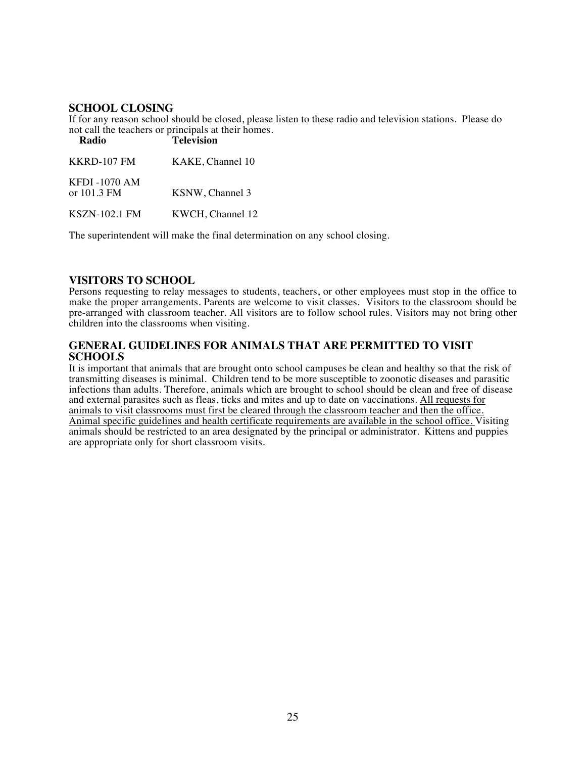## SCHOOL CLOSING

If for any reason school should be closed, please listen to these radio and television stations. Please do not call the teachers or principals at their homes.

| Radio | Television |
|---|---|
| KKRD-107 FM | KAKE, Channel 10 |
| KFDI -1070 AM or 101.3 FM | KSNW, Channel 3 |
| KSZN-102.1 FM | KWCH, Channel 12 |

The superintendent will make the final determination on any school closing.

## VISITORS TO SCHOOL

Persons requesting to relay messages to students, teachers, or other employees must stop in the office to make the proper arrangements. Parents are welcome to visit classes. Visitors to the classroom should be pre-arranged with classroom teacher. All visitors are to follow school rules. Visitors may not bring other children into the classrooms when visiting.

## GENERAL GUIDELINES FOR ANIMALS THAT ARE PERMITTED TO VISIT SCHOOLS

It is important that animals that are brought onto school campuses be clean and healthy so that the risk of transmitting diseases is minimal. Children tend to be more susceptible to zoonotic diseases and parasitic infections than adults. Therefore, animals which are brought to school should be clean and free of disease and external parasites such as fleas, ticks and mites and up to date on vaccinations. <u>All requests for animals to visit classrooms must first be cleared through the classroom teacher and then the office. Animal specific guidelines and health certificate requirements are available in the school office.</u> Visiting animals should be restricted to an area designated by the principal or administrator. Kittens and puppies are appropriate only for short classroom visits.